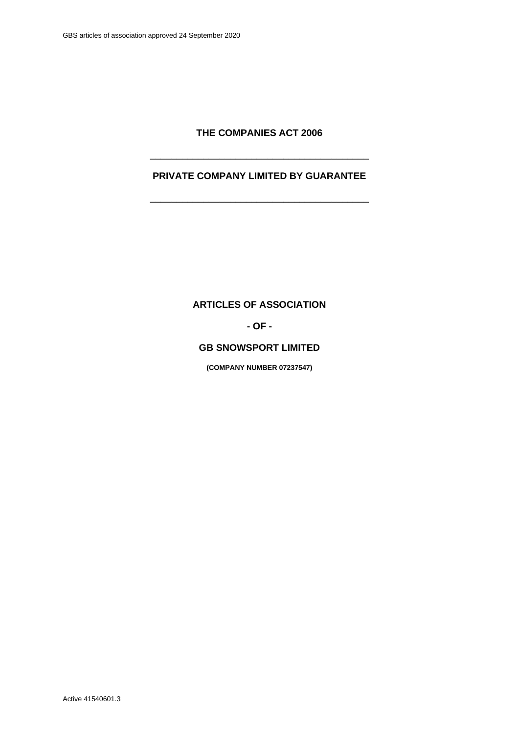# THE COMPANIES ACT 2006

---

## PRIVATE COMPANY LIMITED BY GUARANTEE

---

## ARTICLES OF ASSOCIATION

**- OF -**

## GB SNOWSPORT LIMITED

**(COMPANY NUMBER 07237547)**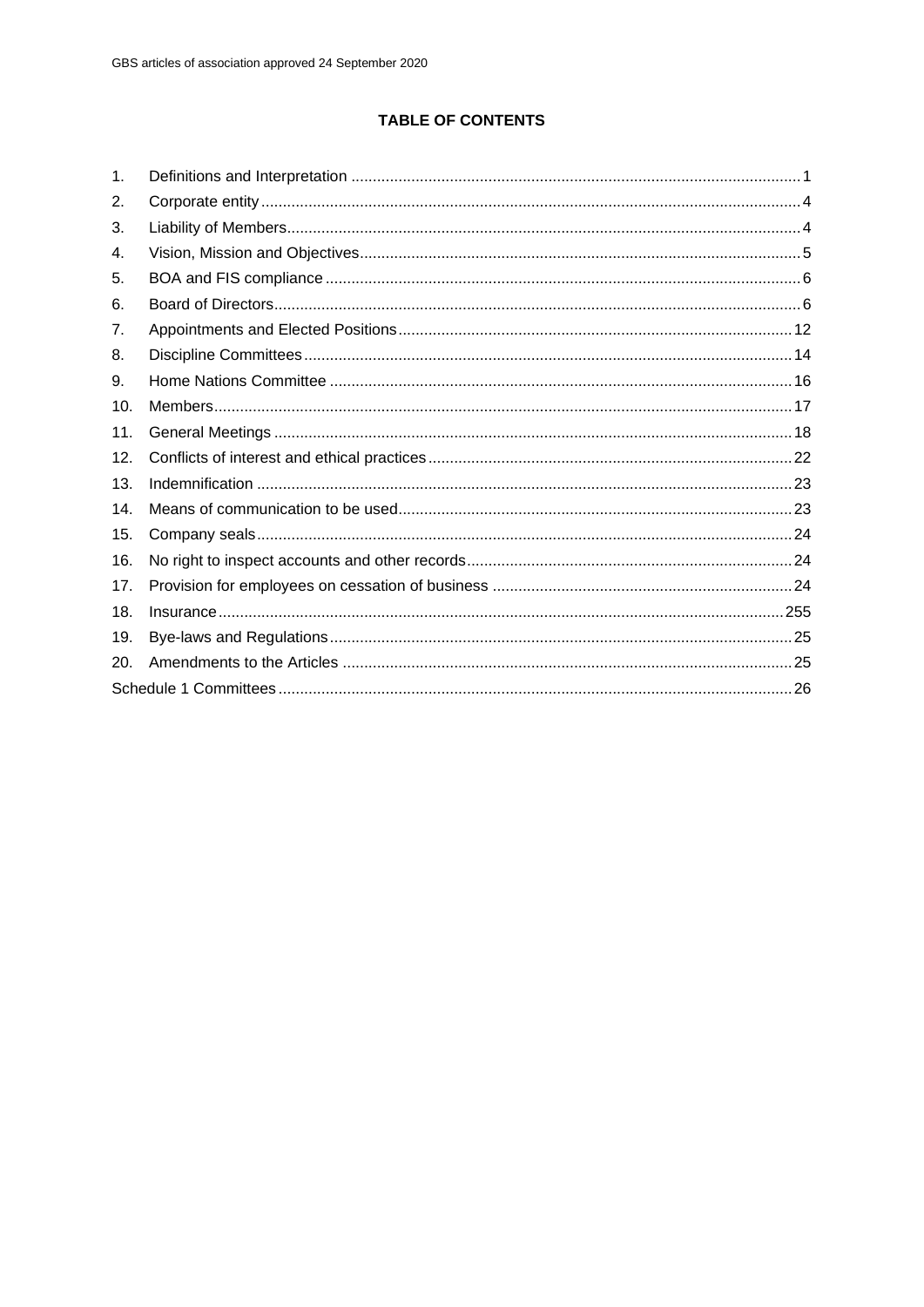## TABLE OF CONTENTS

| | | |
|---|---|---|
| 1. | Definitions and Interpretation | 1 |
| 2. | Corporate entity | 4 |
| 3. | Liability of Members | 4 |
| 4. | Vision, Mission and Objectives | 5 |
| 5. | BOA and FIS compliance | 6 |
| 6. | Board of Directors | 6 |
| 7. | Appointments and Elected Positions | 12 |
| 8. | Discipline Committees | 14 |
| 9. | Home Nations Committee | 16 |
| 10. | Members | 17 |
| 11. | General Meetings | 18 |
| 12. | Conflicts of interest and ethical practices | 22 |
| 13. | Indemnification | 23 |
| 14. | Means of communication to be used | 23 |
| 15. | Company seals | 24 |
| 16. | No right to inspect accounts and other records | 24 |
| 17. | Provision for employees on cessation of business | 24 |
| 18. | Insurance | 255 |
| 19. | Bye-laws and Regulations | 25 |
| 20. | Amendments to the Articles | 25 |
| Schedule 1 Committees | | 26 |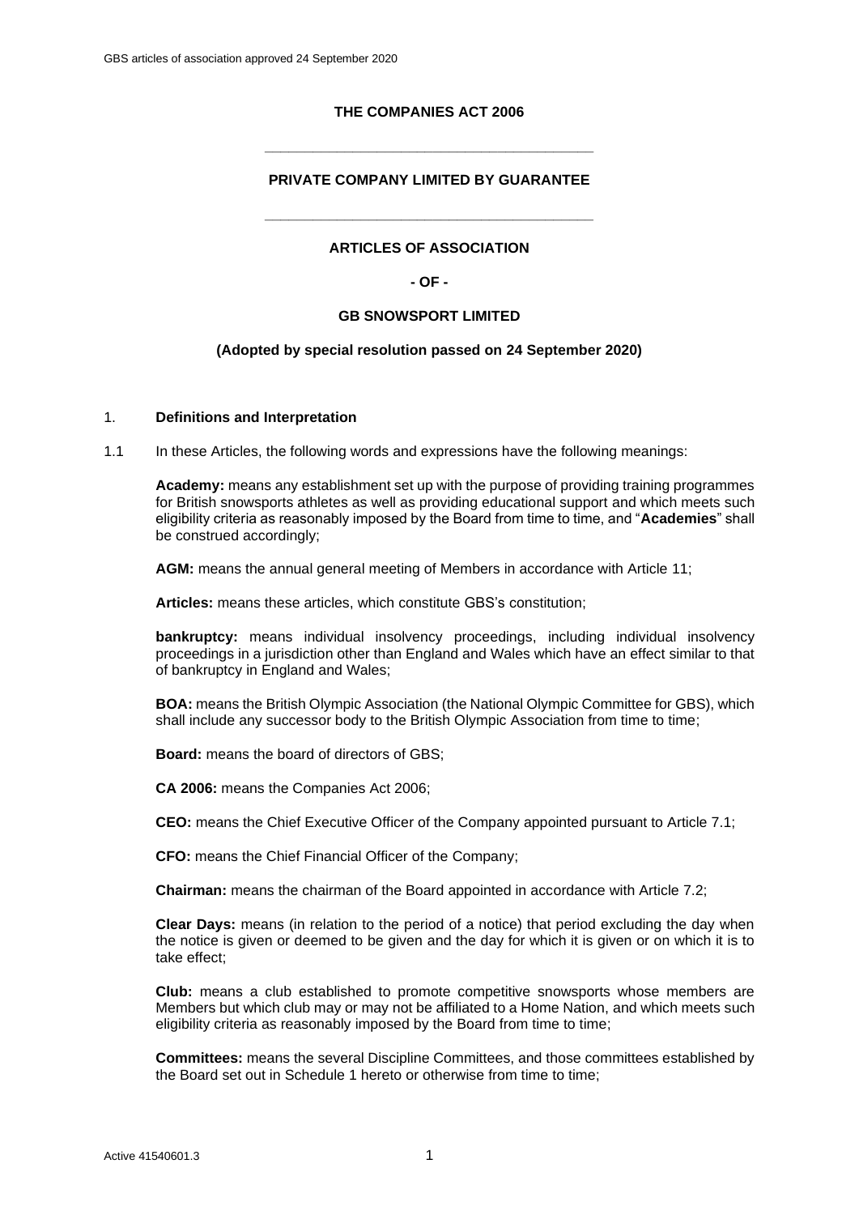**THE COMPANIES ACT 2006**

---

**PRIVATE COMPANY LIMITED BY GUARANTEE**

---

**ARTICLES OF ASSOCIATION**

**- OF -**

**GB SNOWSPORT LIMITED**

**(Adopted by special resolution passed on 24 September 2020)**

1. **Definitions and Interpretation**

1.1 In these Articles, the following words and expressions have the following meanings:

**Academy:** means any establishment set up with the purpose of providing training programmes for British snowsports athletes as well as providing educational support and which meets such eligibility criteria as reasonably imposed by the Board from time to time, and "**Academies**" shall be construed accordingly;

**AGM:** means the annual general meeting of Members in accordance with Article 11;

**Articles:** means these articles, which constitute GBS's constitution;

**bankruptcy:** means individual insolvency proceedings, including individual insolvency proceedings in a jurisdiction other than England and Wales which have an effect similar to that of bankruptcy in England and Wales;

**BOA:** means the British Olympic Association (the National Olympic Committee for GBS), which shall include any successor body to the British Olympic Association from time to time;

**Board:** means the board of directors of GBS;

**CA 2006:** means the Companies Act 2006;

**CEO:** means the Chief Executive Officer of the Company appointed pursuant to Article 7.1;

**CFO:** means the Chief Financial Officer of the Company;

**Chairman:** means the chairman of the Board appointed in accordance with Article 7.2;

**Clear Days:** means (in relation to the period of a notice) that period excluding the day when the notice is given or deemed to be given and the day for which it is given or on which it is to take effect;

**Club:** means a club established to promote competitive snowsports whose members are Members but which club may or may not be affiliated to a Home Nation, and which meets such eligibility criteria as reasonably imposed by the Board from time to time;

**Committees:** means the several Discipline Committees, and those committees established by the Board set out in Schedule 1 hereto or otherwise from time to time;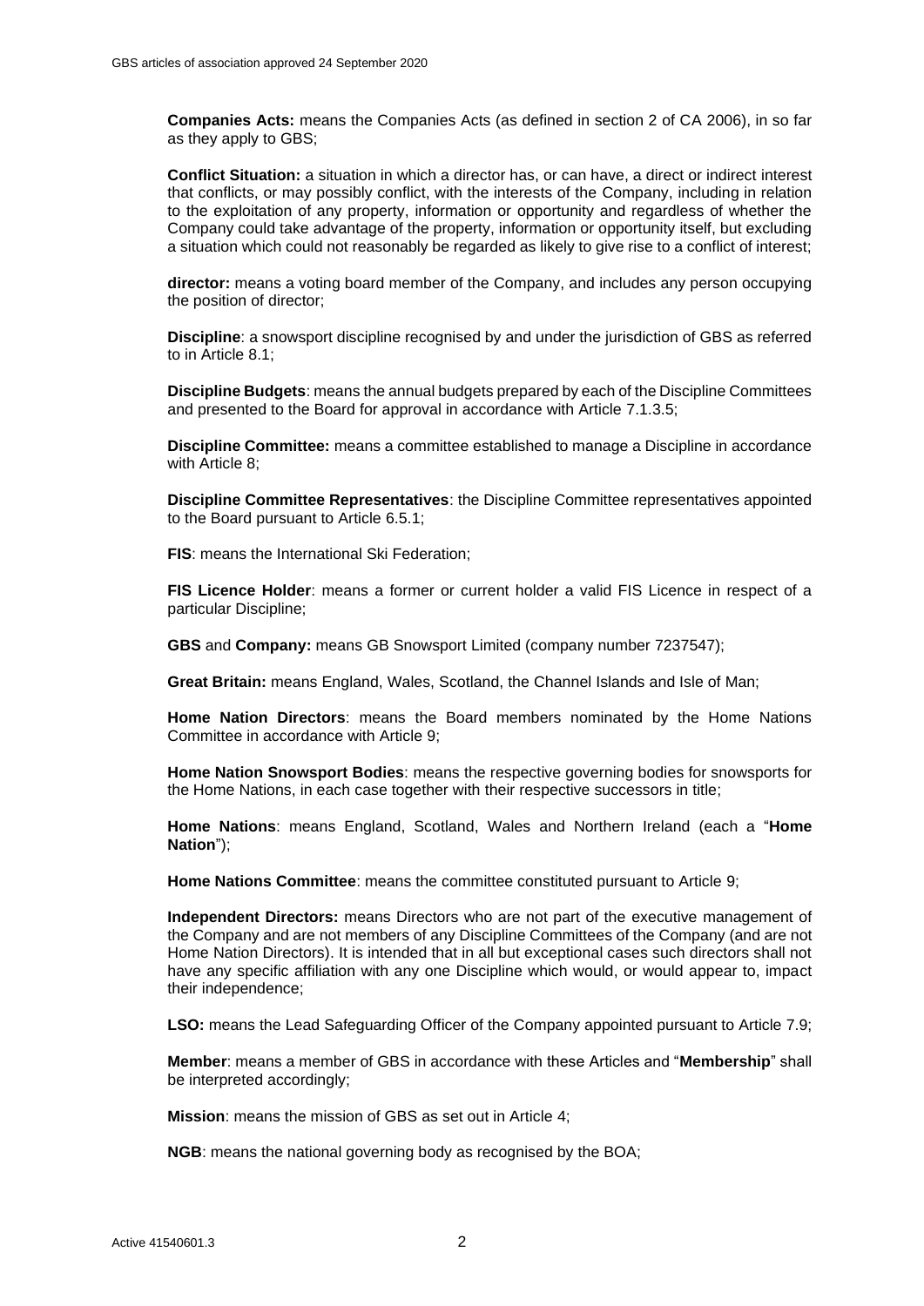**Companies Acts:** means the Companies Acts (as defined in section 2 of CA 2006), in so far as they apply to GBS;

**Conflict Situation:** a situation in which a director has, or can have, a direct or indirect interest that conflicts, or may possibly conflict, with the interests of the Company, including in relation to the exploitation of any property, information or opportunity and regardless of whether the Company could take advantage of the property, information or opportunity itself, but excluding a situation which could not reasonably be regarded as likely to give rise to a conflict of interest;

**director:** means a voting board member of the Company, and includes any person occupying the position of director;

**Discipline**: a snowsport discipline recognised by and under the jurisdiction of GBS as referred to in Article 8.1;

**Discipline Budgets**: means the annual budgets prepared by each of the Discipline Committees and presented to the Board for approval in accordance with Article 7.1.3.5;

**Discipline Committee:** means a committee established to manage a Discipline in accordance with Article 8;

**Discipline Committee Representatives**: the Discipline Committee representatives appointed to the Board pursuant to Article 6.5.1;

**FIS**: means the International Ski Federation;

**FIS Licence Holder**: means a former or current holder a valid FIS Licence in respect of a particular Discipline;

**GBS** and **Company:** means GB Snowsport Limited (company number 7237547);

**Great Britain:** means England, Wales, Scotland, the Channel Islands and Isle of Man;

**Home Nation Directors**: means the Board members nominated by the Home Nations Committee in accordance with Article 9;

**Home Nation Snowsport Bodies**: means the respective governing bodies for snowsports for the Home Nations, in each case together with their respective successors in title;

**Home Nations**: means England, Scotland, Wales and Northern Ireland (each a "**Home Nation**");

**Home Nations Committee**: means the committee constituted pursuant to Article 9;

**Independent Directors:** means Directors who are not part of the executive management of the Company and are not members of any Discipline Committees of the Company (and are not Home Nation Directors). It is intended that in all but exceptional cases such directors shall not have any specific affiliation with any one Discipline which would, or would appear to, impact their independence;

**LSO:** means the Lead Safeguarding Officer of the Company appointed pursuant to Article 7.9;

**Member**: means a member of GBS in accordance with these Articles and "**Membership**" shall be interpreted accordingly;

**Mission**: means the mission of GBS as set out in Article 4;

**NGB**: means the national governing body as recognised by the BOA;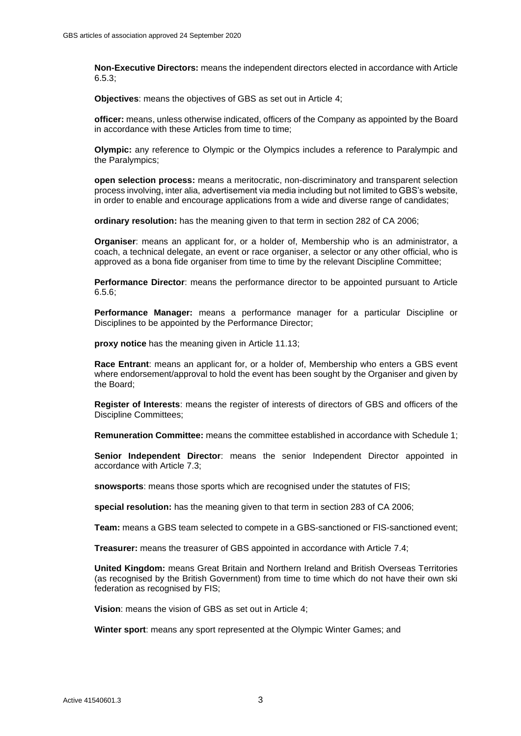**Non-Executive Directors:** means the independent directors elected in accordance with Article 6.5.3;

**Objectives**: means the objectives of GBS as set out in Article 4;

**officer:** means, unless otherwise indicated, officers of the Company as appointed by the Board in accordance with these Articles from time to time;

**Olympic:** any reference to Olympic or the Olympics includes a reference to Paralympic and the Paralympics;

**open selection process:** means a meritocratic, non-discriminatory and transparent selection process involving, inter alia, advertisement via media including but not limited to GBS's website, in order to enable and encourage applications from a wide and diverse range of candidates;

**ordinary resolution:** has the meaning given to that term in section 282 of CA 2006;

**Organiser**: means an applicant for, or a holder of, Membership who is an administrator, a coach, a technical delegate, an event or race organiser, a selector or any other official, who is approved as a bona fide organiser from time to time by the relevant Discipline Committee;

**Performance Director**: means the performance director to be appointed pursuant to Article 6.5.6;

**Performance Manager:** means a performance manager for a particular Discipline or Disciplines to be appointed by the Performance Director;

**proxy notice** has the meaning given in Article 11.13;

**Race Entrant**: means an applicant for, or a holder of, Membership who enters a GBS event where endorsement/approval to hold the event has been sought by the Organiser and given by the Board;

**Register of Interests**: means the register of interests of directors of GBS and officers of the Discipline Committees;

**Remuneration Committee:** means the committee established in accordance with Schedule 1;

**Senior Independent Director**: means the senior Independent Director appointed in accordance with Article 7.3;

**snowsports**: means those sports which are recognised under the statutes of FIS;

**special resolution:** has the meaning given to that term in section 283 of CA 2006;

**Team:** means a GBS team selected to compete in a GBS-sanctioned or FIS-sanctioned event;

**Treasurer:** means the treasurer of GBS appointed in accordance with Article 7.4;

**United Kingdom:** means Great Britain and Northern Ireland and British Overseas Territories (as recognised by the British Government) from time to time which do not have their own ski federation as recognised by FIS;

**Vision**: means the vision of GBS as set out in Article 4;

**Winter sport**: means any sport represented at the Olympic Winter Games; and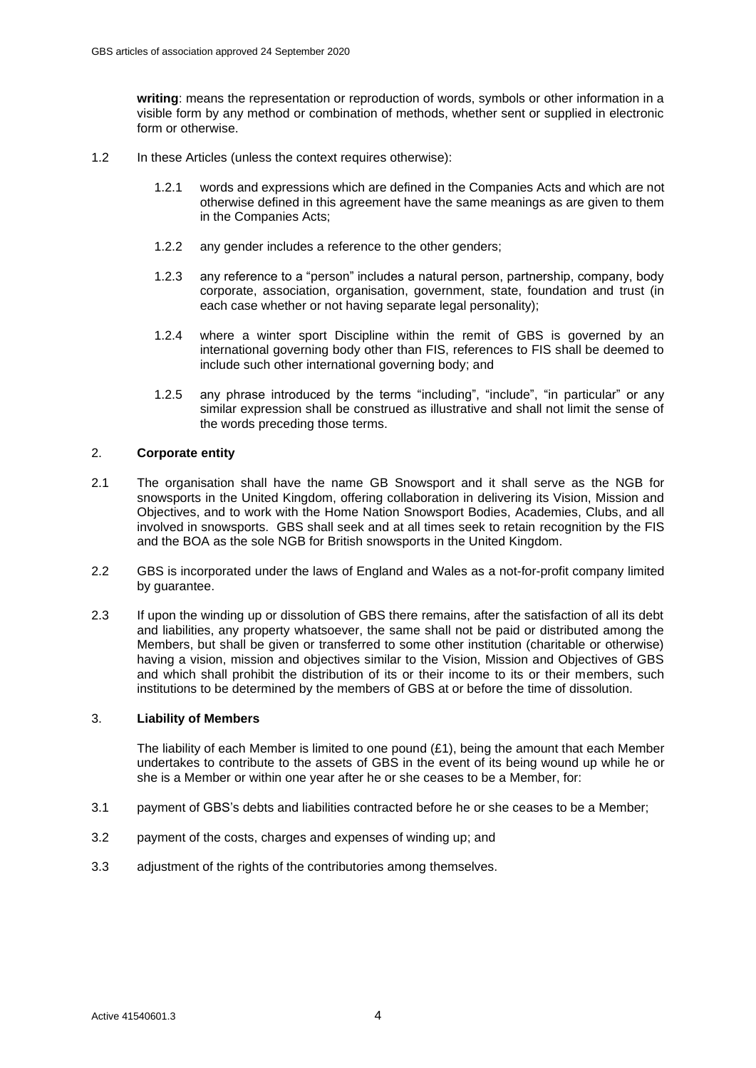**writing**: means the representation or reproduction of words, symbols or other information in a visible form by any method or combination of methods, whether sent or supplied in electronic form or otherwise.

1.2 In these Articles (unless the context requires otherwise):

1.2.1 words and expressions which are defined in the Companies Acts and which are not otherwise defined in this agreement have the same meanings as are given to them in the Companies Acts;

1.2.2 any gender includes a reference to the other genders;

1.2.3 any reference to a "person" includes a natural person, partnership, company, body corporate, association, organisation, government, state, foundation and trust (in each case whether or not having separate legal personality);

1.2.4 where a winter sport Discipline within the remit of GBS is governed by an international governing body other than FIS, references to FIS shall be deemed to include such other international governing body; and

1.2.5 any phrase introduced by the terms "including", "include", "in particular" or any similar expression shall be construed as illustrative and shall not limit the sense of the words preceding those terms.

## 2. **Corporate entity**

2.1 The organisation shall have the name GB Snowsport and it shall serve as the NGB for snowsports in the United Kingdom, offering collaboration in delivering its Vision, Mission and Objectives, and to work with the Home Nation Snowsport Bodies, Academies, Clubs, and all involved in snowsports. GBS shall seek and at all times seek to retain recognition by the FIS and the BOA as the sole NGB for British snowsports in the United Kingdom.

2.2 GBS is incorporated under the laws of England and Wales as a not-for-profit company limited by guarantee.

2.3 If upon the winding up or dissolution of GBS there remains, after the satisfaction of all its debt and liabilities, any property whatsoever, the same shall not be paid or distributed among the Members, but shall be given or transferred to some other institution (charitable or otherwise) having a vision, mission and objectives similar to the Vision, Mission and Objectives of GBS and which shall prohibit the distribution of its or their income to its or their members, such institutions to be determined by the members of GBS at or before the time of dissolution.

## 3. **Liability of Members**

The liability of each Member is limited to one pound (£1), being the amount that each Member undertakes to contribute to the assets of GBS in the event of its being wound up while he or she is a Member or within one year after he or she ceases to be a Member, for:

3.1 payment of GBS's debts and liabilities contracted before he or she ceases to be a Member;

3.2 payment of the costs, charges and expenses of winding up; and

3.3 adjustment of the rights of the contributories among themselves.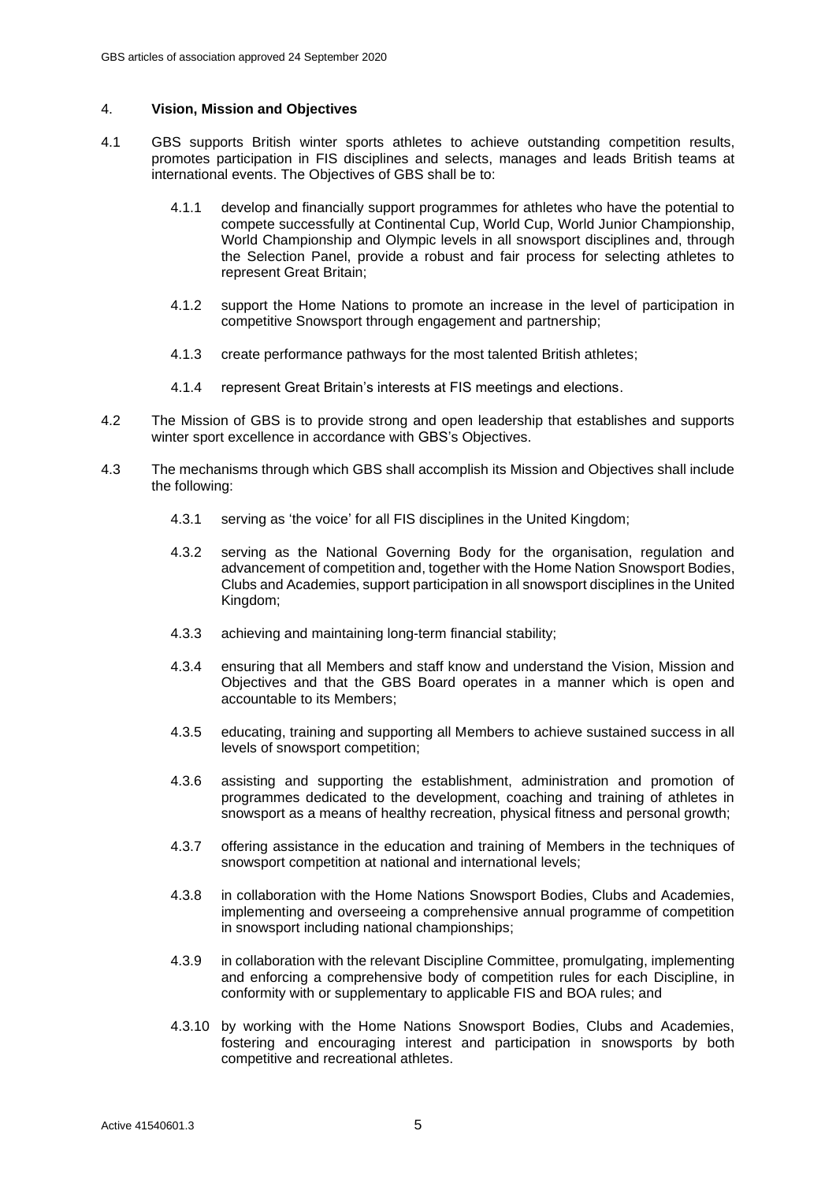## 4. **Vision, Mission and Objectives**

4.1 GBS supports British winter sports athletes to achieve outstanding competition results, promotes participation in FIS disciplines and selects, manages and leads British teams at international events. The Objectives of GBS shall be to:

4.1.1 develop and financially support programmes for athletes who have the potential to compete successfully at Continental Cup, World Cup, World Junior Championship, World Championship and Olympic levels in all snowsport disciplines and, through the Selection Panel, provide a robust and fair process for selecting athletes to represent Great Britain;

4.1.2 support the Home Nations to promote an increase in the level of participation in competitive Snowsport through engagement and partnership;

4.1.3 create performance pathways for the most talented British athletes;

4.1.4 represent Great Britain's interests at FIS meetings and elections.

4.2 The Mission of GBS is to provide strong and open leadership that establishes and supports winter sport excellence in accordance with GBS's Objectives.

4.3 The mechanisms through which GBS shall accomplish its Mission and Objectives shall include the following:

4.3.1 serving as 'the voice' for all FIS disciplines in the United Kingdom;

4.3.2 serving as the National Governing Body for the organisation, regulation and advancement of competition and, together with the Home Nation Snowsport Bodies, Clubs and Academies, support participation in all snowsport disciplines in the United Kingdom;

4.3.3 achieving and maintaining long-term financial stability;

4.3.4 ensuring that all Members and staff know and understand the Vision, Mission and Objectives and that the GBS Board operates in a manner which is open and accountable to its Members;

4.3.5 educating, training and supporting all Members to achieve sustained success in all levels of snowsport competition;

4.3.6 assisting and supporting the establishment, administration and promotion of programmes dedicated to the development, coaching and training of athletes in snowsport as a means of healthy recreation, physical fitness and personal growth;

4.3.7 offering assistance in the education and training of Members in the techniques of snowsport competition at national and international levels;

4.3.8 in collaboration with the Home Nations Snowsport Bodies, Clubs and Academies, implementing and overseeing a comprehensive annual programme of competition in snowsport including national championships;

4.3.9 in collaboration with the relevant Discipline Committee, promulgating, implementing and enforcing a comprehensive body of competition rules for each Discipline, in conformity with or supplementary to applicable FIS and BOA rules; and

4.3.10 by working with the Home Nations Snowsport Bodies, Clubs and Academies, fostering and encouraging interest and participation in snowsports by both competitive and recreational athletes.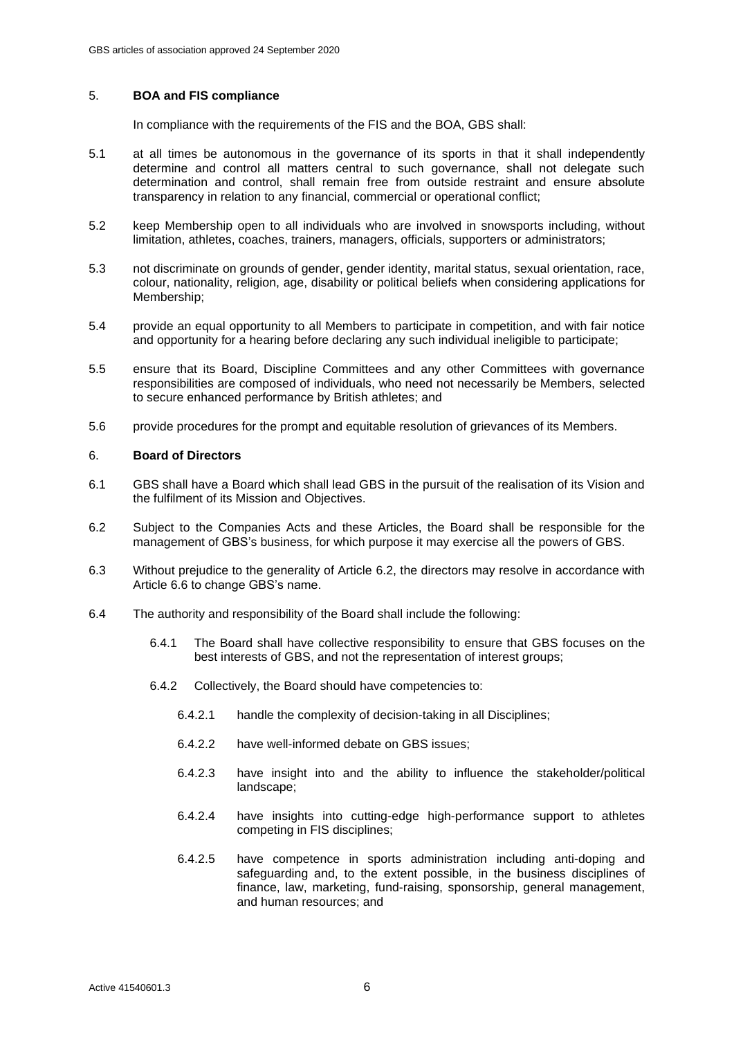## 5. **BOA and FIS compliance**

In compliance with the requirements of the FIS and the BOA, GBS shall:

5.1 at all times be autonomous in the governance of its sports in that it shall independently determine and control all matters central to such governance, shall not delegate such determination and control, shall remain free from outside restraint and ensure absolute transparency in relation to any financial, commercial or operational conflict;

5.2 keep Membership open to all individuals who are involved in snowsports including, without limitation, athletes, coaches, trainers, managers, officials, supporters or administrators;

5.3 not discriminate on grounds of gender, gender identity, marital status, sexual orientation, race, colour, nationality, religion, age, disability or political beliefs when considering applications for Membership;

5.4 provide an equal opportunity to all Members to participate in competition, and with fair notice and opportunity for a hearing before declaring any such individual ineligible to participate;

5.5 ensure that its Board, Discipline Committees and any other Committees with governance responsibilities are composed of individuals, who need not necessarily be Members, selected to secure enhanced performance by British athletes; and

5.6 provide procedures for the prompt and equitable resolution of grievances of its Members.

## 6. **Board of Directors**

6.1 GBS shall have a Board which shall lead GBS in the pursuit of the realisation of its Vision and the fulfilment of its Mission and Objectives.

6.2 Subject to the Companies Acts and these Articles, the Board shall be responsible for the management of GBS's business, for which purpose it may exercise all the powers of GBS.

6.3 Without prejudice to the generality of Article 6.2, the directors may resolve in accordance with Article 6.6 to change GBS's name.

6.4 The authority and responsibility of the Board shall include the following:

6.4.1 The Board shall have collective responsibility to ensure that GBS focuses on the best interests of GBS, and not the representation of interest groups;

6.4.2 Collectively, the Board should have competencies to:

6.4.2.1 handle the complexity of decision-taking in all Disciplines;

6.4.2.2 have well-informed debate on GBS issues;

6.4.2.3 have insight into and the ability to influence the stakeholder/political landscape;

6.4.2.4 have insights into cutting-edge high-performance support to athletes competing in FIS disciplines;

6.4.2.5 have competence in sports administration including anti-doping and safeguarding and, to the extent possible, in the business disciplines of finance, law, marketing, fund-raising, sponsorship, general management, and human resources; and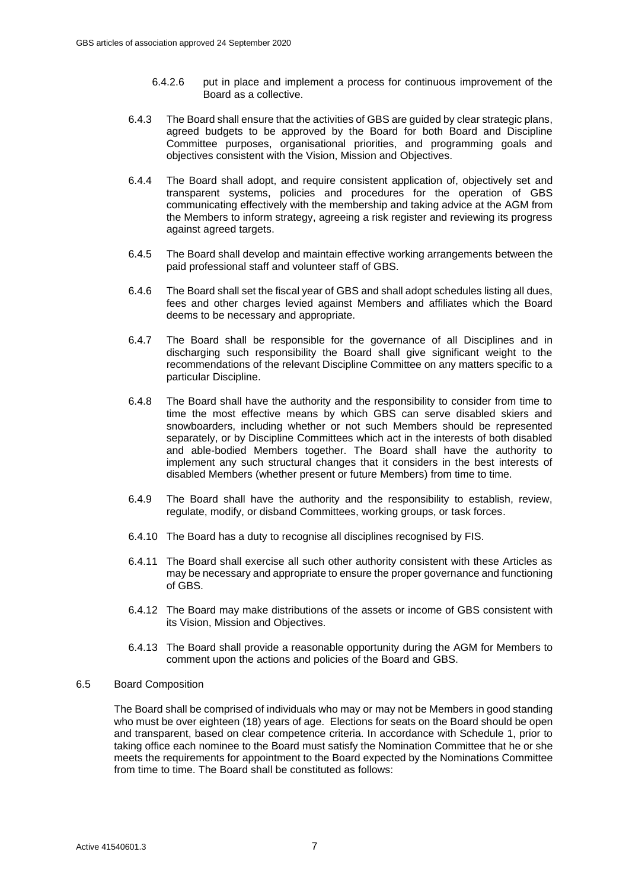6.4.2.6 put in place and implement a process for continuous improvement of the Board as a collective.

6.4.3 The Board shall ensure that the activities of GBS are guided by clear strategic plans, agreed budgets to be approved by the Board for both Board and Discipline Committee purposes, organisational priorities, and programming goals and objectives consistent with the Vision, Mission and Objectives.

6.4.4 The Board shall adopt, and require consistent application of, objectively set and transparent systems, policies and procedures for the operation of GBS communicating effectively with the membership and taking advice at the AGM from the Members to inform strategy, agreeing a risk register and reviewing its progress against agreed targets.

6.4.5 The Board shall develop and maintain effective working arrangements between the paid professional staff and volunteer staff of GBS.

6.4.6 The Board shall set the fiscal year of GBS and shall adopt schedules listing all dues, fees and other charges levied against Members and affiliates which the Board deems to be necessary and appropriate.

6.4.7 The Board shall be responsible for the governance of all Disciplines and in discharging such responsibility the Board shall give significant weight to the recommendations of the relevant Discipline Committee on any matters specific to a particular Discipline.

6.4.8 The Board shall have the authority and the responsibility to consider from time to time the most effective means by which GBS can serve disabled skiers and snowboarders, including whether or not such Members should be represented separately, or by Discipline Committees which act in the interests of both disabled and able-bodied Members together. The Board shall have the authority to implement any such structural changes that it considers in the best interests of disabled Members (whether present or future Members) from time to time.

6.4.9 The Board shall have the authority and the responsibility to establish, review, regulate, modify, or disband Committees, working groups, or task forces.

6.4.10 The Board has a duty to recognise all disciplines recognised by FIS.

6.4.11 The Board shall exercise all such other authority consistent with these Articles as may be necessary and appropriate to ensure the proper governance and functioning of GBS.

6.4.12 The Board may make distributions of the assets or income of GBS consistent with its Vision, Mission and Objectives.

6.4.13 The Board shall provide a reasonable opportunity during the AGM for Members to comment upon the actions and policies of the Board and GBS.

6.5 Board Composition

The Board shall be comprised of individuals who may or may not be Members in good standing who must be over eighteen (18) years of age. Elections for seats on the Board should be open and transparent, based on clear competence criteria. In accordance with Schedule 1, prior to taking office each nominee to the Board must satisfy the Nomination Committee that he or she meets the requirements for appointment to the Board expected by the Nominations Committee from time to time. The Board shall be constituted as follows: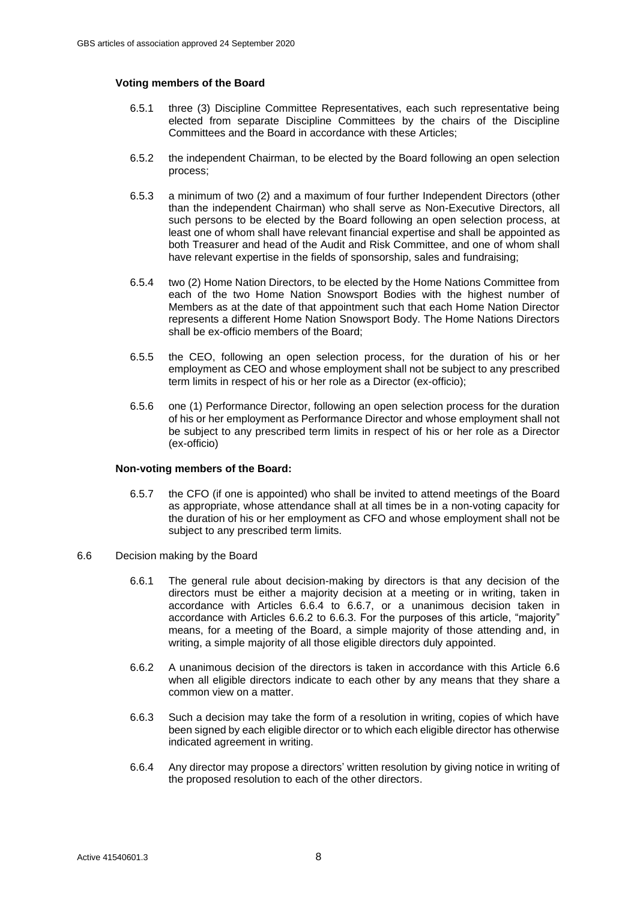**Voting members of the Board**

6.5.1 three (3) Discipline Committee Representatives, each such representative being elected from separate Discipline Committees by the chairs of the Discipline Committees and the Board in accordance with these Articles;

6.5.2 the independent Chairman, to be elected by the Board following an open selection process;

6.5.3 a minimum of two (2) and a maximum of four further Independent Directors (other than the independent Chairman) who shall serve as Non-Executive Directors, all such persons to be elected by the Board following an open selection process, at least one of whom shall have relevant financial expertise and shall be appointed as both Treasurer and head of the Audit and Risk Committee, and one of whom shall have relevant expertise in the fields of sponsorship, sales and fundraising;

6.5.4 two (2) Home Nation Directors, to be elected by the Home Nations Committee from each of the two Home Nation Snowsport Bodies with the highest number of Members as at the date of that appointment such that each Home Nation Director represents a different Home Nation Snowsport Body. The Home Nations Directors shall be ex-officio members of the Board;

6.5.5 the CEO, following an open selection process, for the duration of his or her employment as CEO and whose employment shall not be subject to any prescribed term limits in respect of his or her role as a Director (ex-officio);

6.5.6 one (1) Performance Director, following an open selection process for the duration of his or her employment as Performance Director and whose employment shall not be subject to any prescribed term limits in respect of his or her role as a Director (ex-officio)

**Non-voting members of the Board:**

6.5.7 the CFO (if one is appointed) who shall be invited to attend meetings of the Board as appropriate, whose attendance shall at all times be in a non-voting capacity for the duration of his or her employment as CFO and whose employment shall not be subject to any prescribed term limits.

6.6 Decision making by the Board

6.6.1 The general rule about decision-making by directors is that any decision of the directors must be either a majority decision at a meeting or in writing, taken in accordance with Articles 6.6.4 to 6.6.7, or a unanimous decision taken in accordance with Articles 6.6.2 to 6.6.3. For the purposes of this article, "majority" means, for a meeting of the Board, a simple majority of those attending and, in writing, a simple majority of all those eligible directors duly appointed.

6.6.2 A unanimous decision of the directors is taken in accordance with this Article 6.6 when all eligible directors indicate to each other by any means that they share a common view on a matter.

6.6.3 Such a decision may take the form of a resolution in writing, copies of which have been signed by each eligible director or to which each eligible director has otherwise indicated agreement in writing.

6.6.4 Any director may propose a directors' written resolution by giving notice in writing of the proposed resolution to each of the other directors.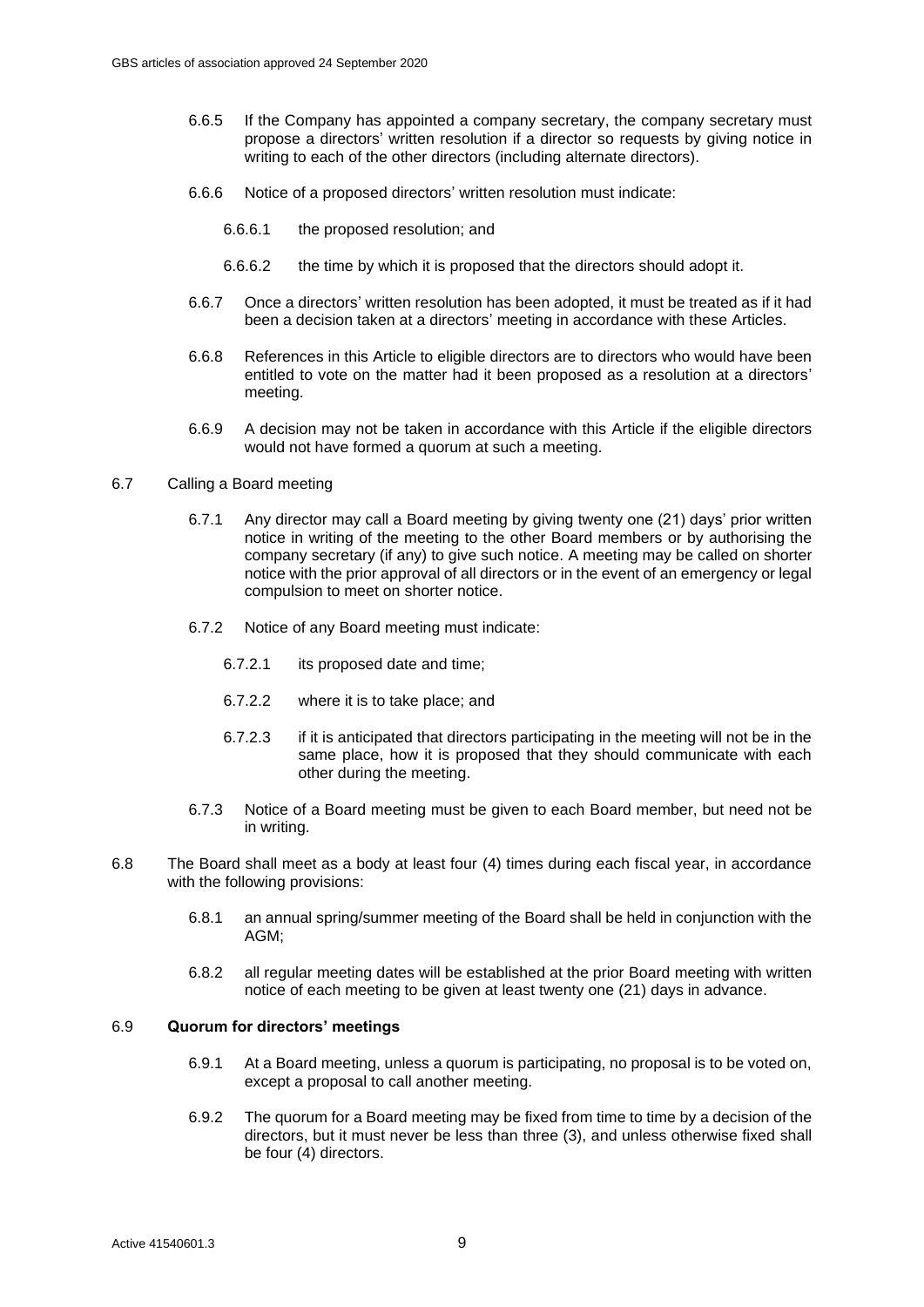6.6.5 If the Company has appointed a company secretary, the company secretary must propose a directors' written resolution if a director so requests by giving notice in writing to each of the other directors (including alternate directors).

6.6.6 Notice of a proposed directors' written resolution must indicate:

6.6.6.1 the proposed resolution; and

6.6.6.2 the time by which it is proposed that the directors should adopt it.

6.6.7 Once a directors' written resolution has been adopted, it must be treated as if it had been a decision taken at a directors' meeting in accordance with these Articles.

6.6.8 References in this Article to eligible directors are to directors who would have been entitled to vote on the matter had it been proposed as a resolution at a directors' meeting.

6.6.9 A decision may not be taken in accordance with this Article if the eligible directors would not have formed a quorum at such a meeting.

6.7 Calling a Board meeting

6.7.1 Any director may call a Board meeting by giving twenty one (21) days' prior written notice in writing of the meeting to the other Board members or by authorising the company secretary (if any) to give such notice. A meeting may be called on shorter notice with the prior approval of all directors or in the event of an emergency or legal compulsion to meet on shorter notice.

6.7.2 Notice of any Board meeting must indicate:

6.7.2.1 its proposed date and time;

6.7.2.2 where it is to take place; and

6.7.2.3 if it is anticipated that directors participating in the meeting will not be in the same place, how it is proposed that they should communicate with each other during the meeting.

6.7.3 Notice of a Board meeting must be given to each Board member, but need not be in writing.

6.8 The Board shall meet as a body at least four (4) times during each fiscal year, in accordance with the following provisions:

6.8.1 an annual spring/summer meeting of the Board shall be held in conjunction with the AGM;

6.8.2 all regular meeting dates will be established at the prior Board meeting with written notice of each meeting to be given at least twenty one (21) days in advance.

6.9 **Quorum for directors' meetings**

6.9.1 At a Board meeting, unless a quorum is participating, no proposal is to be voted on, except a proposal to call another meeting.

6.9.2 The quorum for a Board meeting may be fixed from time to time by a decision of the directors, but it must never be less than three (3), and unless otherwise fixed shall be four (4) directors.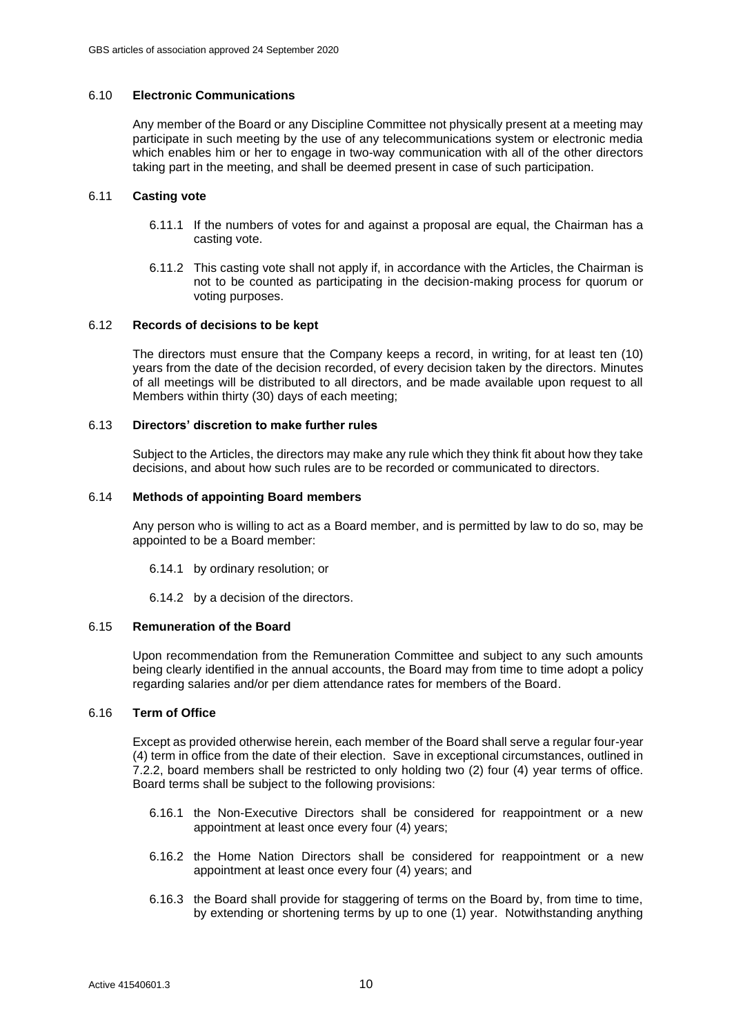### 6.10 **Electronic Communications**

Any member of the Board or any Discipline Committee not physically present at a meeting may participate in such meeting by the use of any telecommunications system or electronic media which enables him or her to engage in two-way communication with all of the other directors taking part in the meeting, and shall be deemed present in case of such participation.

### 6.11 **Casting vote**

6.11.1 If the numbers of votes for and against a proposal are equal, the Chairman has a casting vote.

6.11.2 This casting vote shall not apply if, in accordance with the Articles, the Chairman is not to be counted as participating in the decision-making process for quorum or voting purposes.

### 6.12 **Records of decisions to be kept**

The directors must ensure that the Company keeps a record, in writing, for at least ten (10) years from the date of the decision recorded, of every decision taken by the directors. Minutes of all meetings will be distributed to all directors, and be made available upon request to all Members within thirty (30) days of each meeting;

### 6.13 **Directors' discretion to make further rules**

Subject to the Articles, the directors may make any rule which they think fit about how they take decisions, and about how such rules are to be recorded or communicated to directors.

### 6.14 **Methods of appointing Board members**

Any person who is willing to act as a Board member, and is permitted by law to do so, may be appointed to be a Board member:

6.14.1 by ordinary resolution; or

6.14.2 by a decision of the directors.

### 6.15 **Remuneration of the Board**

Upon recommendation from the Remuneration Committee and subject to any such amounts being clearly identified in the annual accounts, the Board may from time to time adopt a policy regarding salaries and/or per diem attendance rates for members of the Board.

### 6.16 **Term of Office**

Except as provided otherwise herein, each member of the Board shall serve a regular four-year (4) term in office from the date of their election. Save in exceptional circumstances, outlined in 7.2.2, board members shall be restricted to only holding two (2) four (4) year terms of office. Board terms shall be subject to the following provisions:

6.16.1 the Non-Executive Directors shall be considered for reappointment or a new appointment at least once every four (4) years;

6.16.2 the Home Nation Directors shall be considered for reappointment or a new appointment at least once every four (4) years; and

6.16.3 the Board shall provide for staggering of terms on the Board by, from time to time, by extending or shortening terms by up to one (1) year. Notwithstanding anything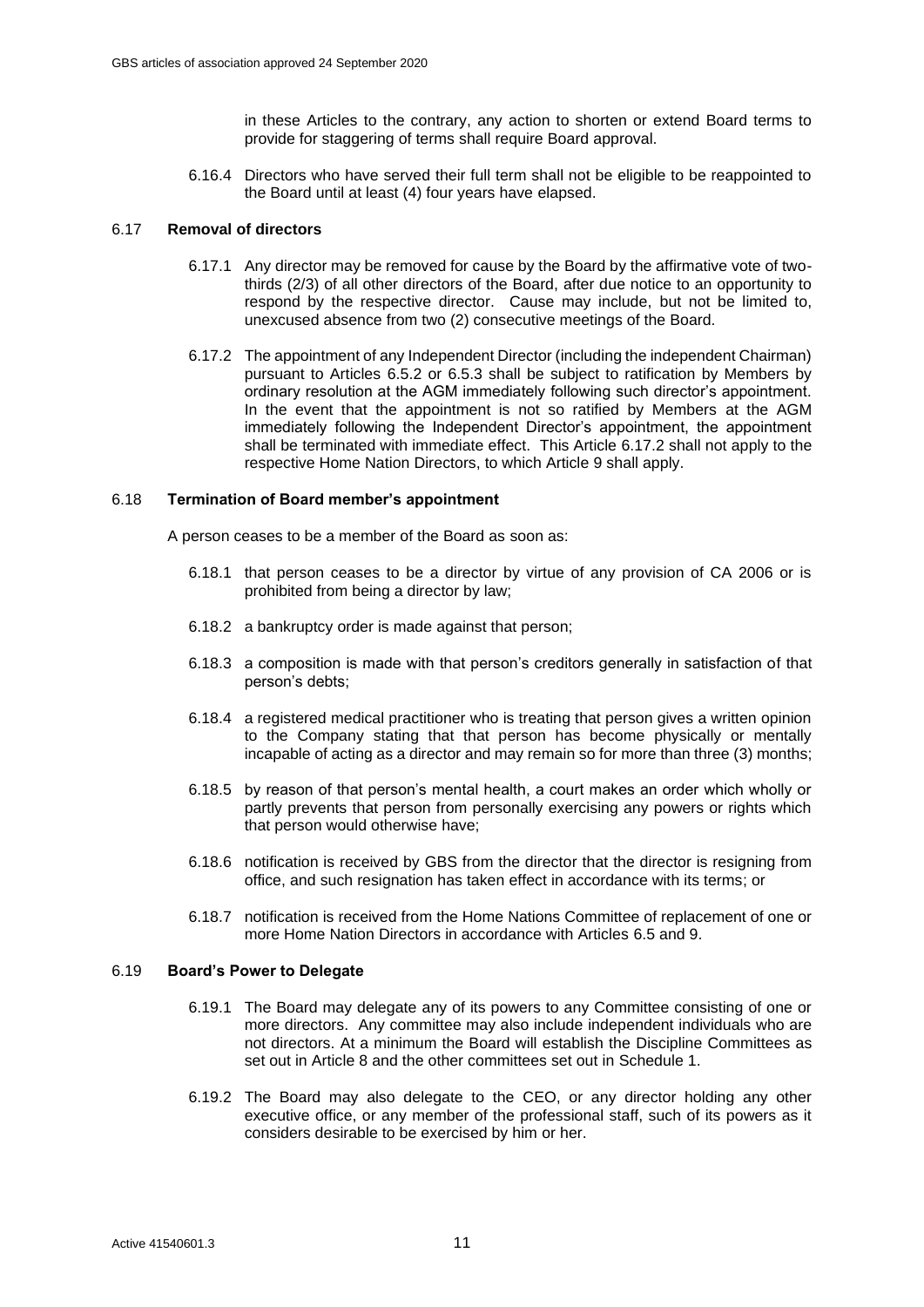in these Articles to the contrary, any action to shorten or extend Board terms to provide for staggering of terms shall require Board approval.

6.16.4 Directors who have served their full term shall not be eligible to be reappointed to the Board until at least (4) four years have elapsed.

### 6.17 Removal of directors

6.17.1 Any director may be removed for cause by the Board by the affirmative vote of two-thirds (2/3) of all other directors of the Board, after due notice to an opportunity to respond by the respective director. Cause may include, but not be limited to, unexcused absence from two (2) consecutive meetings of the Board.

6.17.2 The appointment of any Independent Director (including the independent Chairman) pursuant to Articles 6.5.2 or 6.5.3 shall be subject to ratification by Members by ordinary resolution at the AGM immediately following such director's appointment. In the event that the appointment is not so ratified by Members at the AGM immediately following the Independent Director's appointment, the appointment shall be terminated with immediate effect. This Article 6.17.2 shall not apply to the respective Home Nation Directors, to which Article 9 shall apply.

### 6.18 Termination of Board member's appointment

A person ceases to be a member of the Board as soon as:

6.18.1 that person ceases to be a director by virtue of any provision of CA 2006 or is prohibited from being a director by law;

6.18.2 a bankruptcy order is made against that person;

6.18.3 a composition is made with that person's creditors generally in satisfaction of that person's debts;

6.18.4 a registered medical practitioner who is treating that person gives a written opinion to the Company stating that that person has become physically or mentally incapable of acting as a director and may remain so for more than three (3) months;

6.18.5 by reason of that person's mental health, a court makes an order which wholly or partly prevents that person from personally exercising any powers or rights which that person would otherwise have;

6.18.6 notification is received by GBS from the director that the director is resigning from office, and such resignation has taken effect in accordance with its terms; or

6.18.7 notification is received from the Home Nations Committee of replacement of one or more Home Nation Directors in accordance with Articles 6.5 and 9.

### 6.19 Board's Power to Delegate

6.19.1 The Board may delegate any of its powers to any Committee consisting of one or more directors. Any committee may also include independent individuals who are not directors. At a minimum the Board will establish the Discipline Committees as set out in Article 8 and the other committees set out in Schedule 1.

6.19.2 The Board may also delegate to the CEO, or any director holding any other executive office, or any member of the professional staff, such of its powers as it considers desirable to be exercised by him or her.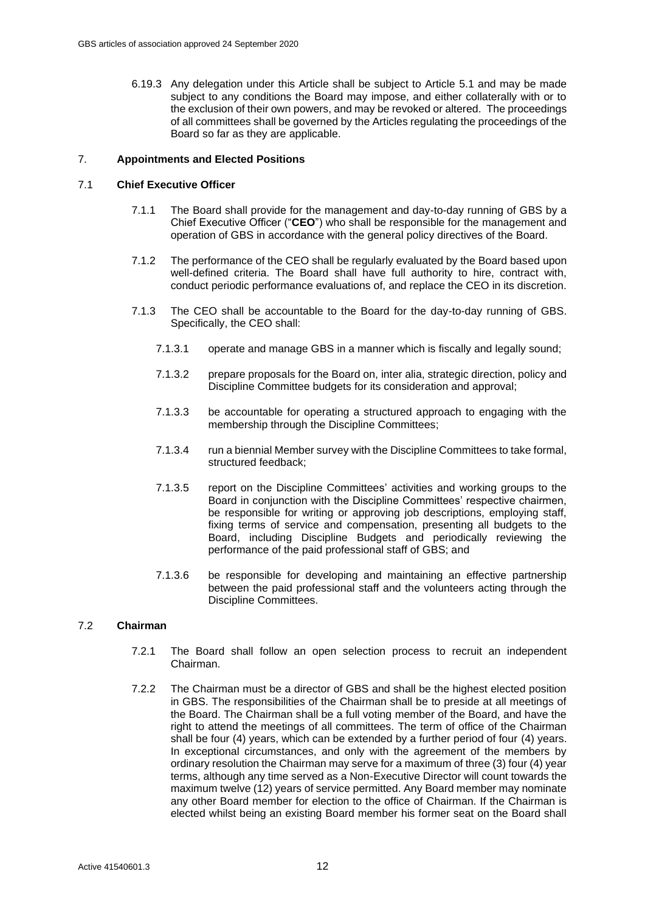6.19.3 Any delegation under this Article shall be subject to Article 5.1 and may be made subject to any conditions the Board may impose, and either collaterally with or to the exclusion of their own powers, and may be revoked or altered. The proceedings of all committees shall be governed by the Articles regulating the proceedings of the Board so far as they are applicable.

## 7. Appointments and Elected Positions

### 7.1 Chief Executive Officer

7.1.1 The Board shall provide for the management and day-to-day running of GBS by a Chief Executive Officer ("**CEO**") who shall be responsible for the management and operation of GBS in accordance with the general policy directives of the Board.

7.1.2 The performance of the CEO shall be regularly evaluated by the Board based upon well-defined criteria. The Board shall have full authority to hire, contract with, conduct periodic performance evaluations of, and replace the CEO in its discretion.

7.1.3 The CEO shall be accountable to the Board for the day-to-day running of GBS. Specifically, the CEO shall:

7.1.3.1 operate and manage GBS in a manner which is fiscally and legally sound;

7.1.3.2 prepare proposals for the Board on, inter alia, strategic direction, policy and Discipline Committee budgets for its consideration and approval;

7.1.3.3 be accountable for operating a structured approach to engaging with the membership through the Discipline Committees;

7.1.3.4 run a biennial Member survey with the Discipline Committees to take formal, structured feedback;

7.1.3.5 report on the Discipline Committees' activities and working groups to the Board in conjunction with the Discipline Committees' respective chairmen, be responsible for writing or approving job descriptions, employing staff, fixing terms of service and compensation, presenting all budgets to the Board, including Discipline Budgets and periodically reviewing the performance of the paid professional staff of GBS; and

7.1.3.6 be responsible for developing and maintaining an effective partnership between the paid professional staff and the volunteers acting through the Discipline Committees.

### 7.2 Chairman

7.2.1 The Board shall follow an open selection process to recruit an independent Chairman.

7.2.2 The Chairman must be a director of GBS and shall be the highest elected position in GBS. The responsibilities of the Chairman shall be to preside at all meetings of the Board. The Chairman shall be a full voting member of the Board, and have the right to attend the meetings of all committees. The term of office of the Chairman shall be four (4) years, which can be extended by a further period of four (4) years. In exceptional circumstances, and only with the agreement of the members by ordinary resolution the Chairman may serve for a maximum of three (3) four (4) year terms, although any time served as a Non-Executive Director will count towards the maximum twelve (12) years of service permitted. Any Board member may nominate any other Board member for election to the office of Chairman. If the Chairman is elected whilst being an existing Board member his former seat on the Board shall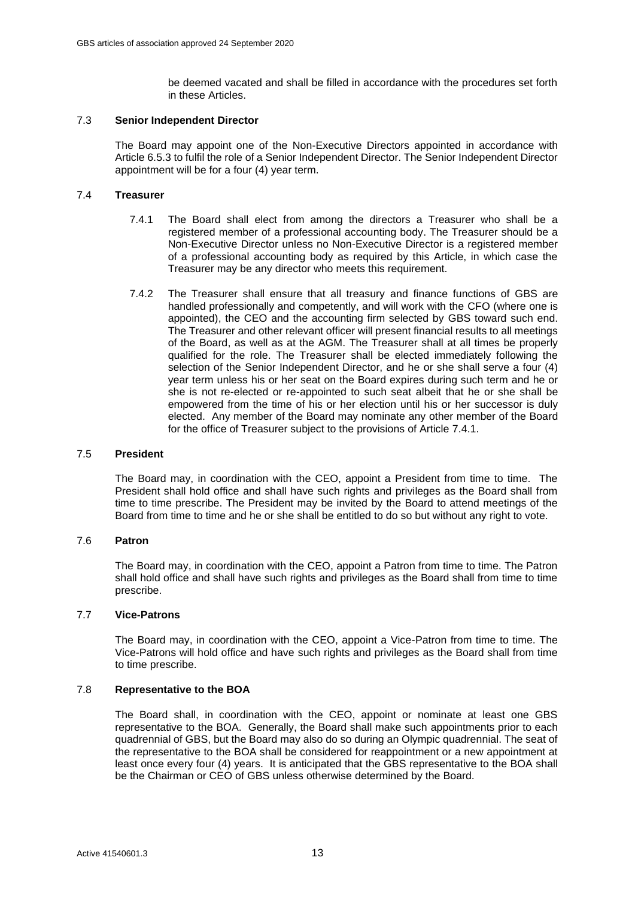be deemed vacated and shall be filled in accordance with the procedures set forth in these Articles.

### 7.3 Senior Independent Director

The Board may appoint one of the Non-Executive Directors appointed in accordance with Article 6.5.3 to fulfil the role of a Senior Independent Director. The Senior Independent Director appointment will be for a four (4) year term.

### 7.4 Treasurer

7.4.1 The Board shall elect from among the directors a Treasurer who shall be a registered member of a professional accounting body. The Treasurer should be a Non-Executive Director unless no Non-Executive Director is a registered member of a professional accounting body as required by this Article, in which case the Treasurer may be any director who meets this requirement.

7.4.2 The Treasurer shall ensure that all treasury and finance functions of GBS are handled professionally and competently, and will work with the CFO (where one is appointed), the CEO and the accounting firm selected by GBS toward such end. The Treasurer and other relevant officer will present financial results to all meetings of the Board, as well as at the AGM. The Treasurer shall at all times be properly qualified for the role. The Treasurer shall be elected immediately following the selection of the Senior Independent Director, and he or she shall serve a four (4) year term unless his or her seat on the Board expires during such term and he or she is not re-elected or re-appointed to such seat albeit that he or she shall be empowered from the time of his or her election until his or her successor is duly elected. Any member of the Board may nominate any other member of the Board for the office of Treasurer subject to the provisions of Article 7.4.1.

### 7.5 President

The Board may, in coordination with the CEO, appoint a President from time to time. The President shall hold office and shall have such rights and privileges as the Board shall from time to time prescribe. The President may be invited by the Board to attend meetings of the Board from time to time and he or she shall be entitled to do so but without any right to vote.

### 7.6 Patron

The Board may, in coordination with the CEO, appoint a Patron from time to time. The Patron shall hold office and shall have such rights and privileges as the Board shall from time to time prescribe.

### 7.7 Vice-Patrons

The Board may, in coordination with the CEO, appoint a Vice-Patron from time to time. The Vice-Patrons will hold office and have such rights and privileges as the Board shall from time to time prescribe.

### 7.8 Representative to the BOA

The Board shall, in coordination with the CEO, appoint or nominate at least one GBS representative to the BOA. Generally, the Board shall make such appointments prior to each quadrennial of GBS, but the Board may also do so during an Olympic quadrennial. The seat of the representative to the BOA shall be considered for reappointment or a new appointment at least once every four (4) years. It is anticipated that the GBS representative to the BOA shall be the Chairman or CEO of GBS unless otherwise determined by the Board.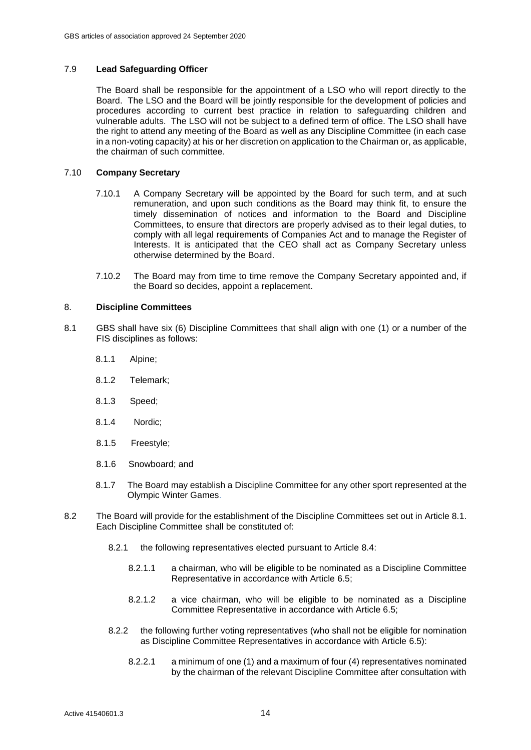### 7.9 **Lead Safeguarding Officer**

The Board shall be responsible for the appointment of a LSO who will report directly to the Board. The LSO and the Board will be jointly responsible for the development of policies and procedures according to current best practice in relation to safeguarding children and vulnerable adults. The LSO will not be subject to a defined term of office. The LSO shall have the right to attend any meeting of the Board as well as any Discipline Committee (in each case in a non-voting capacity) at his or her discretion on application to the Chairman or, as applicable, the chairman of such committee.

### 7.10 **Company Secretary**

7.10.1 A Company Secretary will be appointed by the Board for such term, and at such remuneration, and upon such conditions as the Board may think fit, to ensure the timely dissemination of notices and information to the Board and Discipline Committees, to ensure that directors are properly advised as to their legal duties, to comply with all legal requirements of Companies Act and to manage the Register of Interests. It is anticipated that the CEO shall act as Company Secretary unless otherwise determined by the Board.

7.10.2 The Board may from time to time remove the Company Secretary appointed and, if the Board so decides, appoint a replacement.

## 8. **Discipline Committees**

8.1 GBS shall have six (6) Discipline Committees that shall align with one (1) or a number of the FIS disciplines as follows:

8.1.1 Alpine;

8.1.2 Telemark;

8.1.3 Speed;

8.1.4 Nordic;

8.1.5 Freestyle;

8.1.6 Snowboard; and

8.1.7 The Board may establish a Discipline Committee for any other sport represented at the Olympic Winter Games.

8.2 The Board will provide for the establishment of the Discipline Committees set out in Article 8.1. Each Discipline Committee shall be constituted of:

8.2.1 the following representatives elected pursuant to Article 8.4:

8.2.1.1 a chairman, who will be eligible to be nominated as a Discipline Committee Representative in accordance with Article 6.5;

8.2.1.2 a vice chairman, who will be eligible to be nominated as a Discipline Committee Representative in accordance with Article 6.5;

8.2.2 the following further voting representatives (who shall not be eligible for nomination as Discipline Committee Representatives in accordance with Article 6.5):

8.2.2.1 a minimum of one (1) and a maximum of four (4) representatives nominated by the chairman of the relevant Discipline Committee after consultation with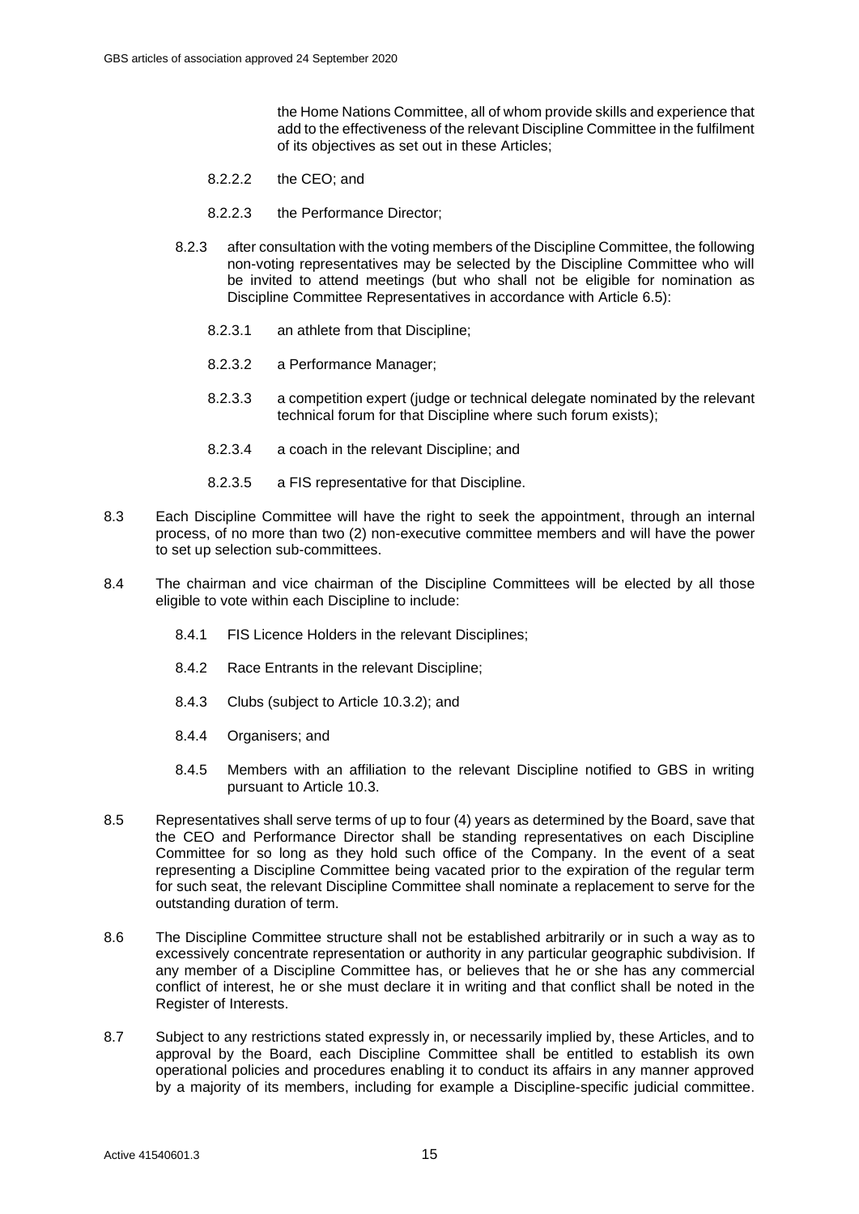the Home Nations Committee, all of whom provide skills and experience that add to the effectiveness of the relevant Discipline Committee in the fulfilment of its objectives as set out in these Articles;

8.2.2.2 the CEO; and

8.2.2.3 the Performance Director;

8.2.3 after consultation with the voting members of the Discipline Committee, the following non-voting representatives may be selected by the Discipline Committee who will be invited to attend meetings (but who shall not be eligible for nomination as Discipline Committee Representatives in accordance with Article 6.5):

8.2.3.1 an athlete from that Discipline;

8.2.3.2 a Performance Manager;

8.2.3.3 a competition expert (judge or technical delegate nominated by the relevant technical forum for that Discipline where such forum exists);

8.2.3.4 a coach in the relevant Discipline; and

8.2.3.5 a FIS representative for that Discipline.

8.3 Each Discipline Committee will have the right to seek the appointment, through an internal process, of no more than two (2) non-executive committee members and will have the power to set up selection sub-committees.

8.4 The chairman and vice chairman of the Discipline Committees will be elected by all those eligible to vote within each Discipline to include:

8.4.1 FIS Licence Holders in the relevant Disciplines;

8.4.2 Race Entrants in the relevant Discipline;

8.4.3 Clubs (subject to Article 10.3.2); and

8.4.4 Organisers; and

8.4.5 Members with an affiliation to the relevant Discipline notified to GBS in writing pursuant to Article 10.3.

8.5 Representatives shall serve terms of up to four (4) years as determined by the Board, save that the CEO and Performance Director shall be standing representatives on each Discipline Committee for so long as they hold such office of the Company. In the event of a seat representing a Discipline Committee being vacated prior to the expiration of the regular term for such seat, the relevant Discipline Committee shall nominate a replacement to serve for the outstanding duration of term.

8.6 The Discipline Committee structure shall not be established arbitrarily or in such a way as to excessively concentrate representation or authority in any particular geographic subdivision. If any member of a Discipline Committee has, or believes that he or she has any commercial conflict of interest, he or she must declare it in writing and that conflict shall be noted in the Register of Interests.

8.7 Subject to any restrictions stated expressly in, or necessarily implied by, these Articles, and to approval by the Board, each Discipline Committee shall be entitled to establish its own operational policies and procedures enabling it to conduct its affairs in any manner approved by a majority of its members, including for example a Discipline-specific judicial committee.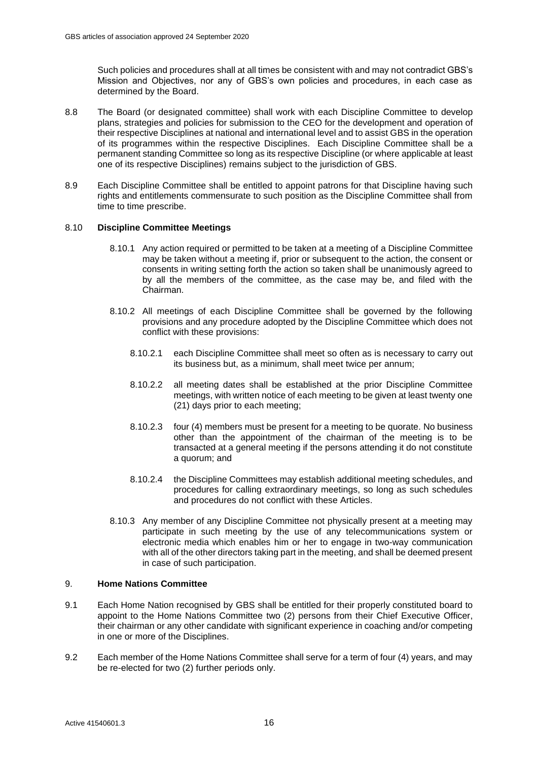Such policies and procedures shall at all times be consistent with and may not contradict GBS's Mission and Objectives, nor any of GBS's own policies and procedures, in each case as determined by the Board.

8.8 The Board (or designated committee) shall work with each Discipline Committee to develop plans, strategies and policies for submission to the CEO for the development and operation of their respective Disciplines at national and international level and to assist GBS in the operation of its programmes within the respective Disciplines. Each Discipline Committee shall be a permanent standing Committee so long as its respective Discipline (or where applicable at least one of its respective Disciplines) remains subject to the jurisdiction of GBS.

8.9 Each Discipline Committee shall be entitled to appoint patrons for that Discipline having such rights and entitlements commensurate to such position as the Discipline Committee shall from time to time prescribe.

8.10 **Discipline Committee Meetings**

8.10.1 Any action required or permitted to be taken at a meeting of a Discipline Committee may be taken without a meeting if, prior or subsequent to the action, the consent or consents in writing setting forth the action so taken shall be unanimously agreed to by all the members of the committee, as the case may be, and filed with the Chairman.

8.10.2 All meetings of each Discipline Committee shall be governed by the following provisions and any procedure adopted by the Discipline Committee which does not conflict with these provisions:

8.10.2.1 each Discipline Committee shall meet so often as is necessary to carry out its business but, as a minimum, shall meet twice per annum;

8.10.2.2 all meeting dates shall be established at the prior Discipline Committee meetings, with written notice of each meeting to be given at least twenty one (21) days prior to each meeting;

8.10.2.3 four (4) members must be present for a meeting to be quorate. No business other than the appointment of the chairman of the meeting is to be transacted at a general meeting if the persons attending it do not constitute a quorum; and

8.10.2.4 the Discipline Committees may establish additional meeting schedules, and procedures for calling extraordinary meetings, so long as such schedules and procedures do not conflict with these Articles.

8.10.3 Any member of any Discipline Committee not physically present at a meeting may participate in such meeting by the use of any telecommunications system or electronic media which enables him or her to engage in two-way communication with all of the other directors taking part in the meeting, and shall be deemed present in case of such participation.

## 9. Home Nations Committee

9.1 Each Home Nation recognised by GBS shall be entitled for their properly constituted board to appoint to the Home Nations Committee two (2) persons from their Chief Executive Officer, their chairman or any other candidate with significant experience in coaching and/or competing in one or more of the Disciplines.

9.2 Each member of the Home Nations Committee shall serve for a term of four (4) years, and may be re-elected for two (2) further periods only.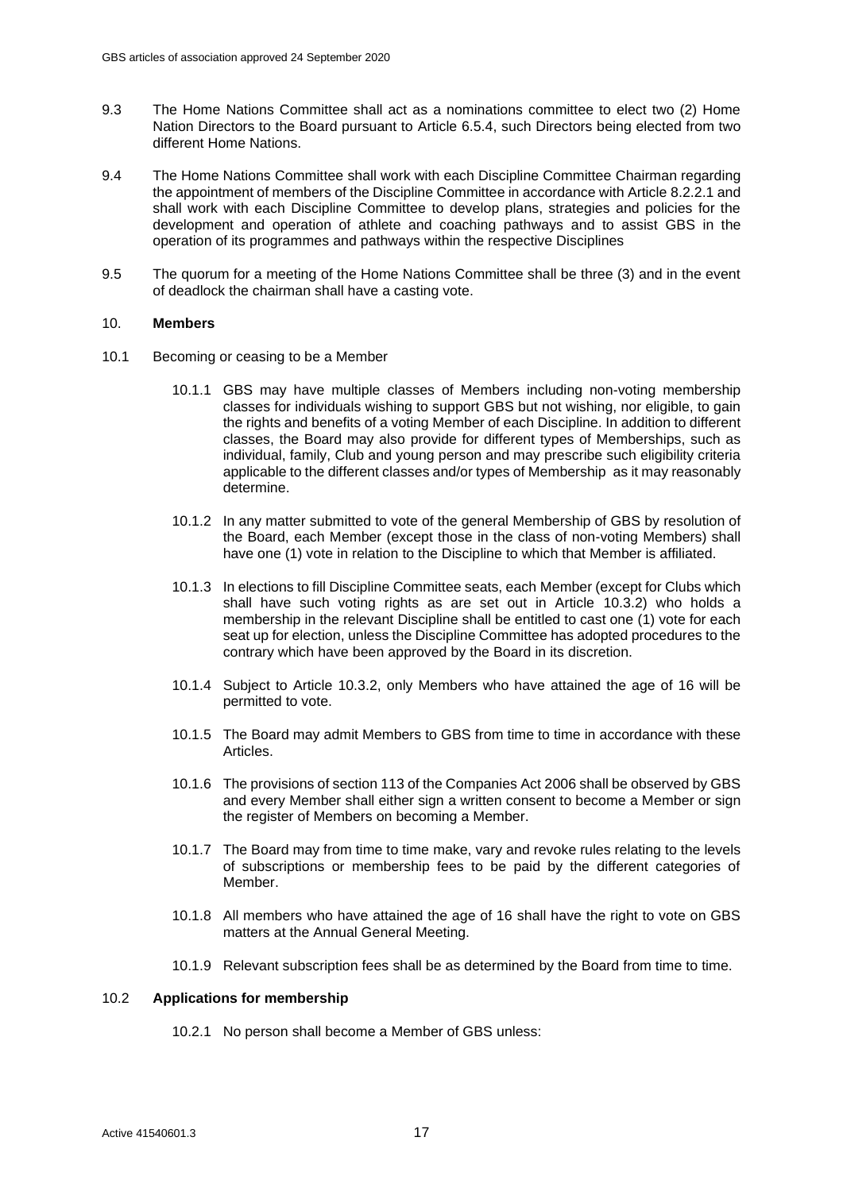9.3 The Home Nations Committee shall act as a nominations committee to elect two (2) Home Nation Directors to the Board pursuant to Article 6.5.4, such Directors being elected from two different Home Nations.

9.4 The Home Nations Committee shall work with each Discipline Committee Chairman regarding the appointment of members of the Discipline Committee in accordance with Article 8.2.2.1 and shall work with each Discipline Committee to develop plans, strategies and policies for the development and operation of athlete and coaching pathways and to assist GBS in the operation of its programmes and pathways within the respective Disciplines

9.5 The quorum for a meeting of the Home Nations Committee shall be three (3) and in the event of deadlock the chairman shall have a casting vote.

## 10. **Members**

10.1 Becoming or ceasing to be a Member

10.1.1 GBS may have multiple classes of Members including non-voting membership classes for individuals wishing to support GBS but not wishing, nor eligible, to gain the rights and benefits of a voting Member of each Discipline. In addition to different classes, the Board may also provide for different types of Memberships, such as individual, family, Club and young person and may prescribe such eligibility criteria applicable to the different classes and/or types of Membership as it may reasonably determine.

10.1.2 In any matter submitted to vote of the general Membership of GBS by resolution of the Board, each Member (except those in the class of non-voting Members) shall have one (1) vote in relation to the Discipline to which that Member is affiliated.

10.1.3 In elections to fill Discipline Committee seats, each Member (except for Clubs which shall have such voting rights as are set out in Article 10.3.2) who holds a membership in the relevant Discipline shall be entitled to cast one (1) vote for each seat up for election, unless the Discipline Committee has adopted procedures to the contrary which have been approved by the Board in its discretion.

10.1.4 Subject to Article 10.3.2, only Members who have attained the age of 16 will be permitted to vote.

10.1.5 The Board may admit Members to GBS from time to time in accordance with these Articles.

10.1.6 The provisions of section 113 of the Companies Act 2006 shall be observed by GBS and every Member shall either sign a written consent to become a Member or sign the register of Members on becoming a Member.

10.1.7 The Board may from time to time make, vary and revoke rules relating to the levels of subscriptions or membership fees to be paid by the different categories of Member.

10.1.8 All members who have attained the age of 16 shall have the right to vote on GBS matters at the Annual General Meeting.

10.1.9 Relevant subscription fees shall be as determined by the Board from time to time.

### 10.2 **Applications for membership**

10.2.1 No person shall become a Member of GBS unless: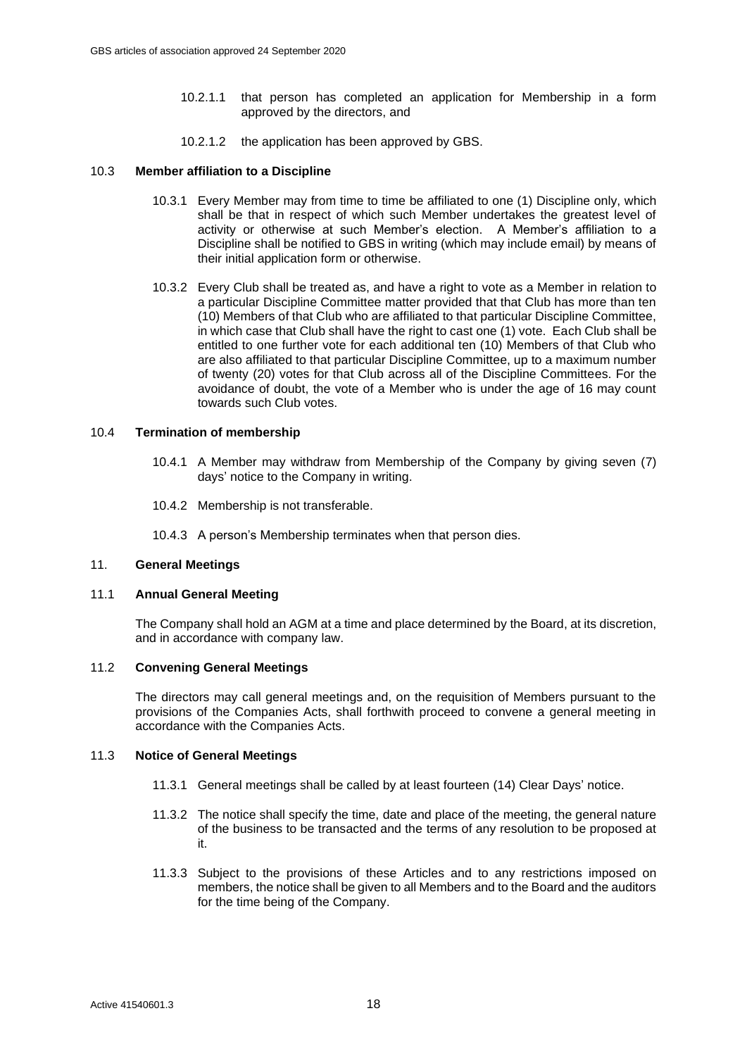10.2.1.1 that person has completed an application for Membership in a form approved by the directors, and

10.2.1.2 the application has been approved by GBS.

10.3 **Member affiliation to a Discipline**

10.3.1 Every Member may from time to time be affiliated to one (1) Discipline only, which shall be that in respect of which such Member undertakes the greatest level of activity or otherwise at such Member's election. A Member's affiliation to a Discipline shall be notified to GBS in writing (which may include email) by means of their initial application form or otherwise.

10.3.2 Every Club shall be treated as, and have a right to vote as a Member in relation to a particular Discipline Committee matter provided that that Club has more than ten (10) Members of that Club who are affiliated to that particular Discipline Committee, in which case that Club shall have the right to cast one (1) vote. Each Club shall be entitled to one further vote for each additional ten (10) Members of that Club who are also affiliated to that particular Discipline Committee, up to a maximum number of twenty (20) votes for that Club across all of the Discipline Committees. For the avoidance of doubt, the vote of a Member who is under the age of 16 may count towards such Club votes.

10.4 **Termination of membership**

10.4.1 A Member may withdraw from Membership of the Company by giving seven (7) days' notice to the Company in writing.

10.4.2 Membership is not transferable.

10.4.3 A person's Membership terminates when that person dies.

## 11. General Meetings

### 11.1 Annual General Meeting

The Company shall hold an AGM at a time and place determined by the Board, at its discretion, and in accordance with company law.

### 11.2 Convening General Meetings

The directors may call general meetings and, on the requisition of Members pursuant to the provisions of the Companies Acts, shall forthwith proceed to convene a general meeting in accordance with the Companies Acts.

### 11.3 Notice of General Meetings

11.3.1 General meetings shall be called by at least fourteen (14) Clear Days' notice.

11.3.2 The notice shall specify the time, date and place of the meeting, the general nature of the business to be transacted and the terms of any resolution to be proposed at it.

11.3.3 Subject to the provisions of these Articles and to any restrictions imposed on members, the notice shall be given to all Members and to the Board and the auditors for the time being of the Company.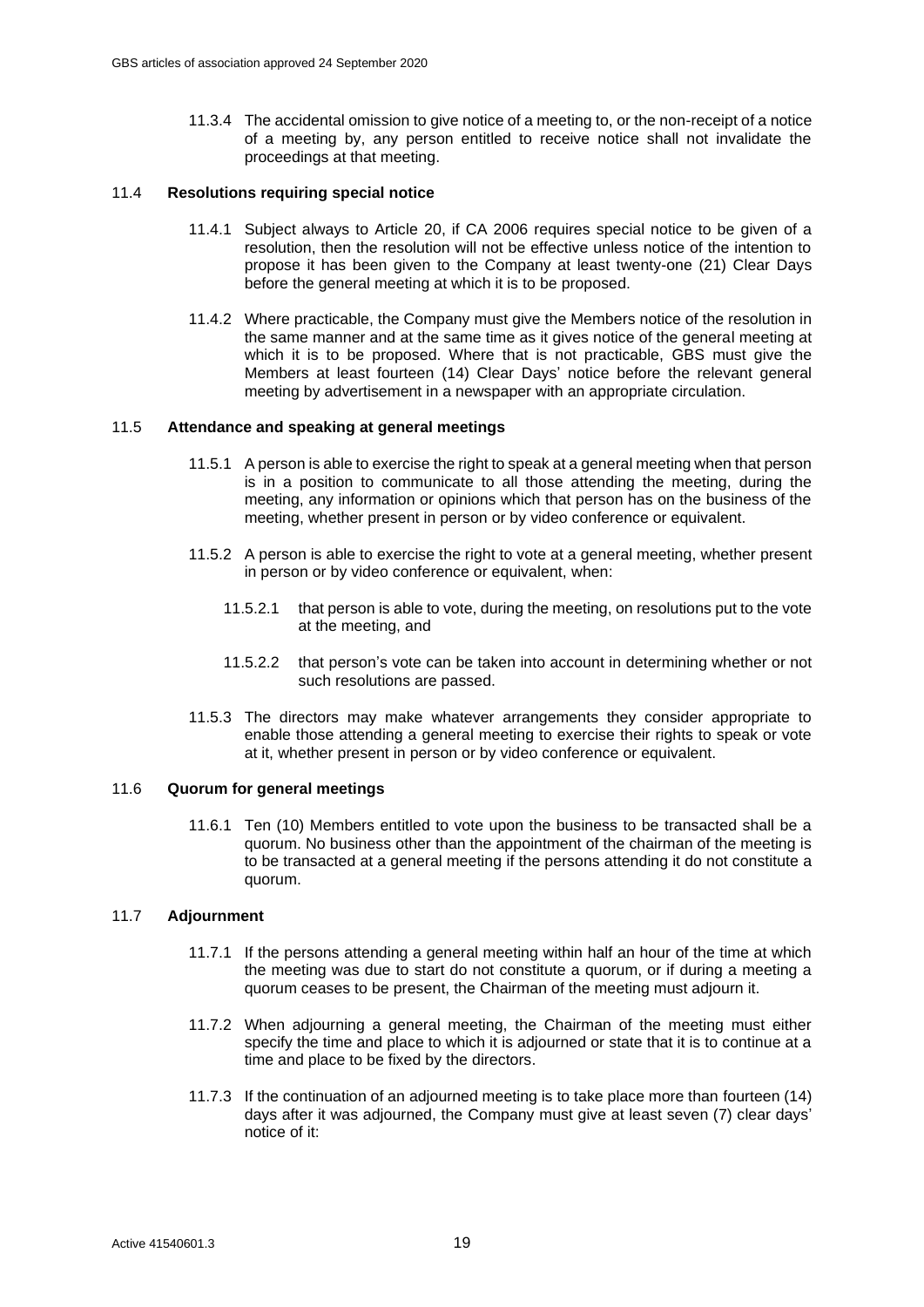11.3.4 The accidental omission to give notice of a meeting to, or the non-receipt of a notice of a meeting by, any person entitled to receive notice shall not invalidate the proceedings at that meeting.

### 11.4 **Resolutions requiring special notice**

11.4.1 Subject always to Article 20, if CA 2006 requires special notice to be given of a resolution, then the resolution will not be effective unless notice of the intention to propose it has been given to the Company at least twenty-one (21) Clear Days before the general meeting at which it is to be proposed.

11.4.2 Where practicable, the Company must give the Members notice of the resolution in the same manner and at the same time as it gives notice of the general meeting at which it is to be proposed. Where that is not practicable, GBS must give the Members at least fourteen (14) Clear Days' notice before the relevant general meeting by advertisement in a newspaper with an appropriate circulation.

### 11.5 **Attendance and speaking at general meetings**

11.5.1 A person is able to exercise the right to speak at a general meeting when that person is in a position to communicate to all those attending the meeting, during the meeting, any information or opinions which that person has on the business of the meeting, whether present in person or by video conference or equivalent.

11.5.2 A person is able to exercise the right to vote at a general meeting, whether present in person or by video conference or equivalent, when:

11.5.2.1 that person is able to vote, during the meeting, on resolutions put to the vote at the meeting, and

11.5.2.2 that person's vote can be taken into account in determining whether or not such resolutions are passed.

11.5.3 The directors may make whatever arrangements they consider appropriate to enable those attending a general meeting to exercise their rights to speak or vote at it, whether present in person or by video conference or equivalent.

### 11.6 **Quorum for general meetings**

11.6.1 Ten (10) Members entitled to vote upon the business to be transacted shall be a quorum. No business other than the appointment of the chairman of the meeting is to be transacted at a general meeting if the persons attending it do not constitute a quorum.

### 11.7 **Adjournment**

11.7.1 If the persons attending a general meeting within half an hour of the time at which the meeting was due to start do not constitute a quorum, or if during a meeting a quorum ceases to be present, the Chairman of the meeting must adjourn it.

11.7.2 When adjourning a general meeting, the Chairman of the meeting must either specify the time and place to which it is adjourned or state that it is to continue at a time and place to be fixed by the directors.

11.7.3 If the continuation of an adjourned meeting is to take place more than fourteen (14) days after it was adjourned, the Company must give at least seven (7) clear days' notice of it: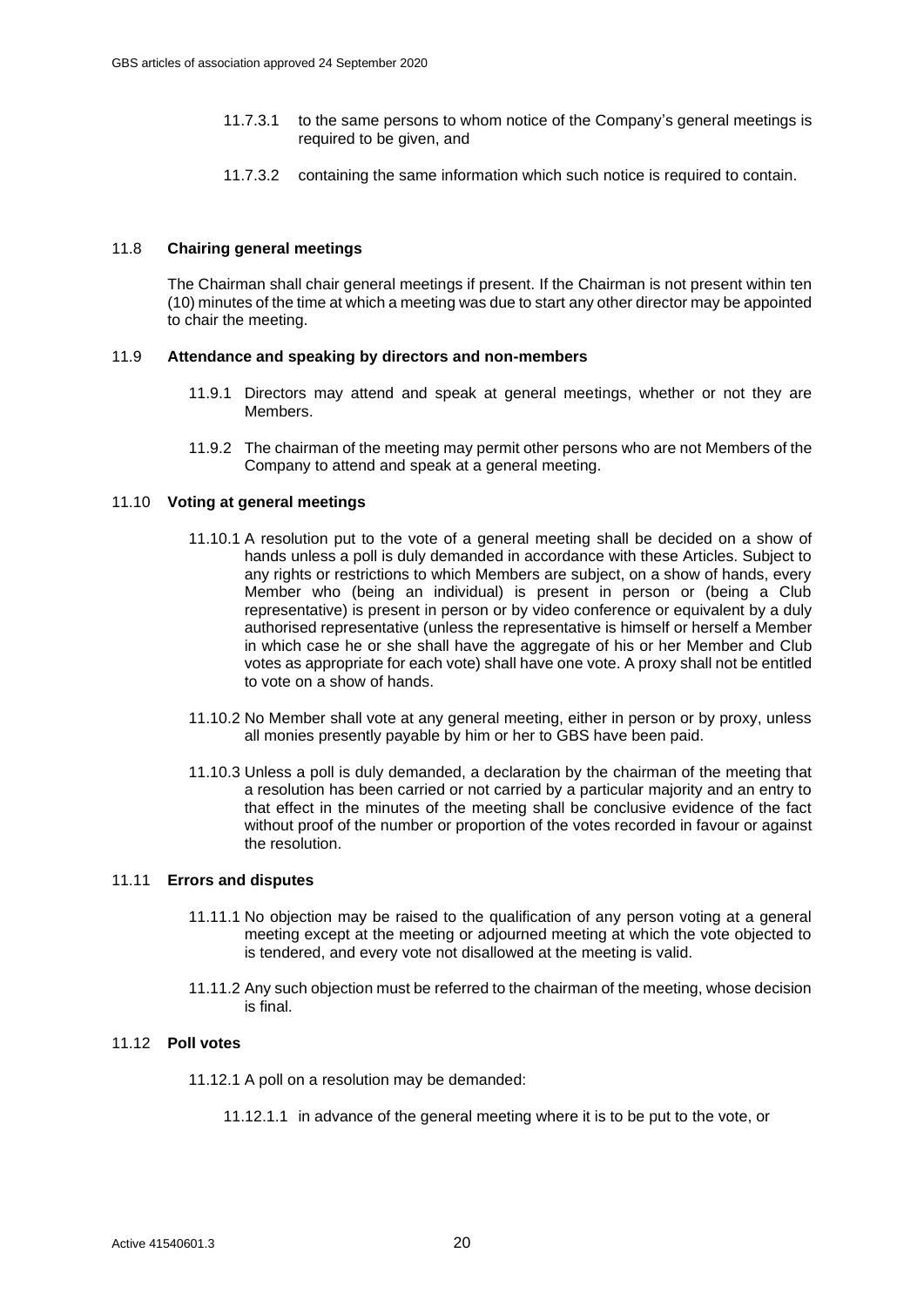11.7.3.1 to the same persons to whom notice of the Company's general meetings is required to be given, and

11.7.3.2 containing the same information which such notice is required to contain.

### 11.8 **Chairing general meetings**

The Chairman shall chair general meetings if present. If the Chairman is not present within ten (10) minutes of the time at which a meeting was due to start any other director may be appointed to chair the meeting.

### 11.9 **Attendance and speaking by directors and non-members**

11.9.1 Directors may attend and speak at general meetings, whether or not they are Members.

11.9.2 The chairman of the meeting may permit other persons who are not Members of the Company to attend and speak at a general meeting.

### 11.10 **Voting at general meetings**

11.10.1 A resolution put to the vote of a general meeting shall be decided on a show of hands unless a poll is duly demanded in accordance with these Articles. Subject to any rights or restrictions to which Members are subject, on a show of hands, every Member who (being an individual) is present in person or (being a Club representative) is present in person or by video conference or equivalent by a duly authorised representative (unless the representative is himself or herself a Member in which case he or she shall have the aggregate of his or her Member and Club votes as appropriate for each vote) shall have one vote. A proxy shall not be entitled to vote on a show of hands.

11.10.2 No Member shall vote at any general meeting, either in person or by proxy, unless all monies presently payable by him or her to GBS have been paid.

11.10.3 Unless a poll is duly demanded, a declaration by the chairman of the meeting that a resolution has been carried or not carried by a particular majority and an entry to that effect in the minutes of the meeting shall be conclusive evidence of the fact without proof of the number or proportion of the votes recorded in favour or against the resolution.

### 11.11 **Errors and disputes**

11.11.1 No objection may be raised to the qualification of any person voting at a general meeting except at the meeting or adjourned meeting at which the vote objected to is tendered, and every vote not disallowed at the meeting is valid.

11.11.2 Any such objection must be referred to the chairman of the meeting, whose decision is final.

### 11.12 **Poll votes**

11.12.1 A poll on a resolution may be demanded:

11.12.1.1 in advance of the general meeting where it is to be put to the vote, or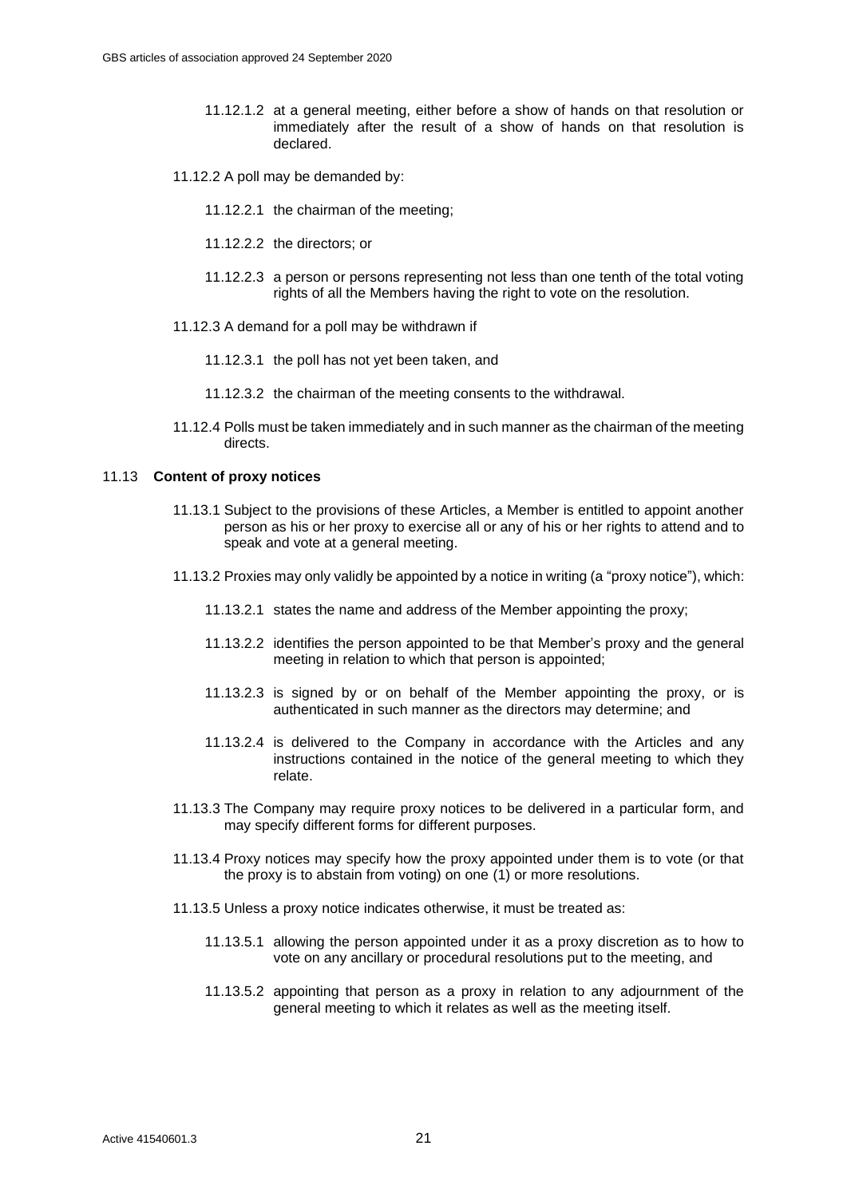11.12.1.2 at a general meeting, either before a show of hands on that resolution or immediately after the result of a show of hands on that resolution is declared.

11.12.2 A poll may be demanded by:

11.12.2.1 the chairman of the meeting;

11.12.2.2 the directors; or

11.12.2.3 a person or persons representing not less than one tenth of the total voting rights of all the Members having the right to vote on the resolution.

11.12.3 A demand for a poll may be withdrawn if

11.12.3.1 the poll has not yet been taken, and

11.12.3.2 the chairman of the meeting consents to the withdrawal.

11.12.4 Polls must be taken immediately and in such manner as the chairman of the meeting directs.

### 11.13 Content of proxy notices

11.13.1 Subject to the provisions of these Articles, a Member is entitled to appoint another person as his or her proxy to exercise all or any of his or her rights to attend and to speak and vote at a general meeting.

11.13.2 Proxies may only validly be appointed by a notice in writing (a "proxy notice"), which:

11.13.2.1 states the name and address of the Member appointing the proxy;

11.13.2.2 identifies the person appointed to be that Member's proxy and the general meeting in relation to which that person is appointed;

11.13.2.3 is signed by or on behalf of the Member appointing the proxy, or is authenticated in such manner as the directors may determine; and

11.13.2.4 is delivered to the Company in accordance with the Articles and any instructions contained in the notice of the general meeting to which they relate.

11.13.3 The Company may require proxy notices to be delivered in a particular form, and may specify different forms for different purposes.

11.13.4 Proxy notices may specify how the proxy appointed under them is to vote (or that the proxy is to abstain from voting) on one (1) or more resolutions.

11.13.5 Unless a proxy notice indicates otherwise, it must be treated as:

11.13.5.1 allowing the person appointed under it as a proxy discretion as to how to vote on any ancillary or procedural resolutions put to the meeting, and

11.13.5.2 appointing that person as a proxy in relation to any adjournment of the general meeting to which it relates as well as the meeting itself.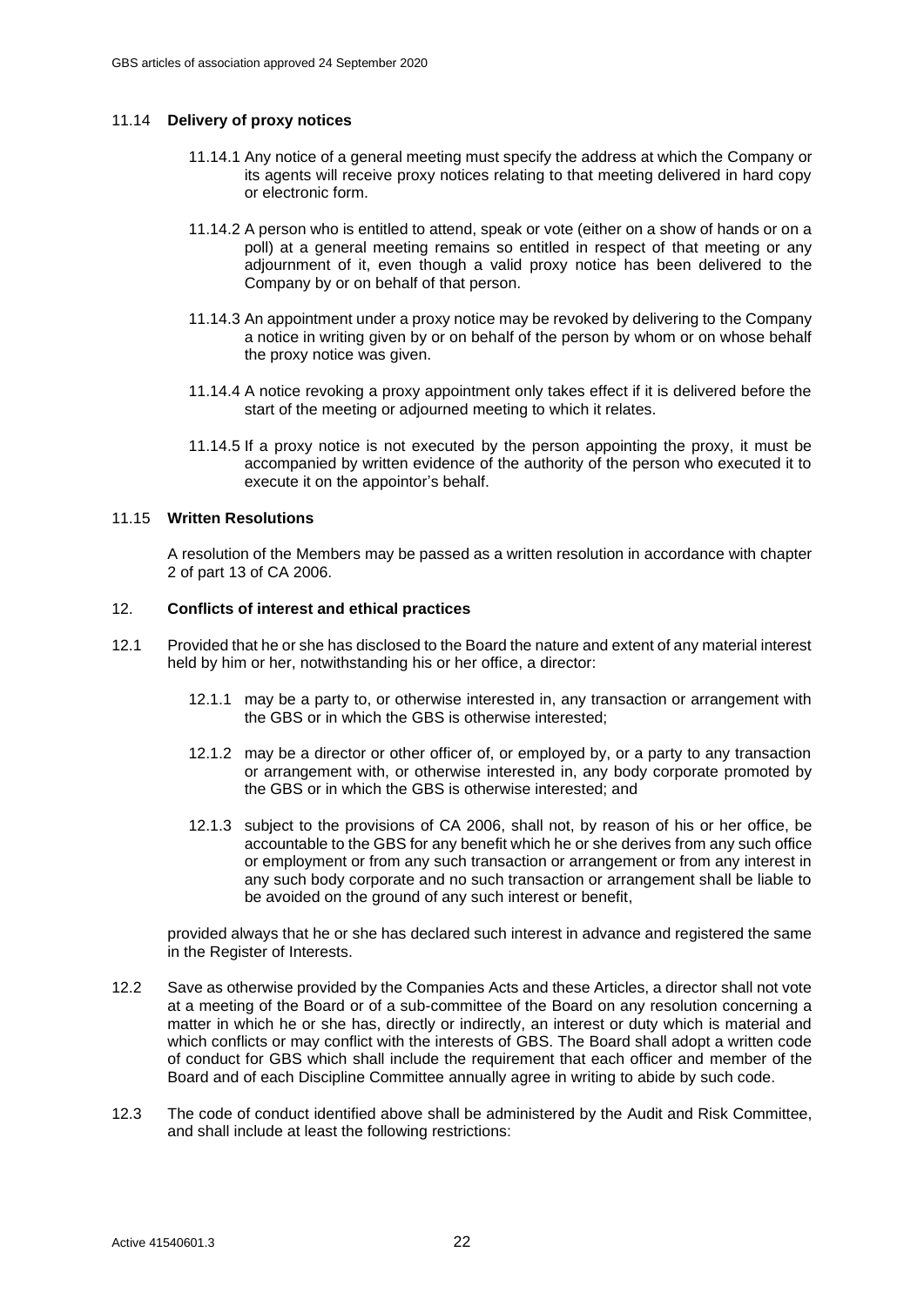### 11.14 **Delivery of proxy notices**

11.14.1 Any notice of a general meeting must specify the address at which the Company or its agents will receive proxy notices relating to that meeting delivered in hard copy or electronic form.

11.14.2 A person who is entitled to attend, speak or vote (either on a show of hands or on a poll) at a general meeting remains so entitled in respect of that meeting or any adjournment of it, even though a valid proxy notice has been delivered to the Company by or on behalf of that person.

11.14.3 An appointment under a proxy notice may be revoked by delivering to the Company a notice in writing given by or on behalf of the person by whom or on whose behalf the proxy notice was given.

11.14.4 A notice revoking a proxy appointment only takes effect if it is delivered before the start of the meeting or adjourned meeting to which it relates.

11.14.5 If a proxy notice is not executed by the person appointing the proxy, it must be accompanied by written evidence of the authority of the person who executed it to execute it on the appointor's behalf.

### 11.15 **Written Resolutions**

A resolution of the Members may be passed as a written resolution in accordance with chapter 2 of part 13 of CA 2006.

## 12. **Conflicts of interest and ethical practices**

12.1 Provided that he or she has disclosed to the Board the nature and extent of any material interest held by him or her, notwithstanding his or her office, a director:

12.1.1 may be a party to, or otherwise interested in, any transaction or arrangement with the GBS or in which the GBS is otherwise interested;

12.1.2 may be a director or other officer of, or employed by, or a party to any transaction or arrangement with, or otherwise interested in, any body corporate promoted by the GBS or in which the GBS is otherwise interested; and

12.1.3 subject to the provisions of CA 2006, shall not, by reason of his or her office, be accountable to the GBS for any benefit which he or she derives from any such office or employment or from any such transaction or arrangement or from any interest in any such body corporate and no such transaction or arrangement shall be liable to be avoided on the ground of any such interest or benefit,

provided always that he or she has declared such interest in advance and registered the same in the Register of Interests.

12.2 Save as otherwise provided by the Companies Acts and these Articles, a director shall not vote at a meeting of the Board or of a sub-committee of the Board on any resolution concerning a matter in which he or she has, directly or indirectly, an interest or duty which is material and which conflicts or may conflict with the interests of GBS. The Board shall adopt a written code of conduct for GBS which shall include the requirement that each officer and member of the Board and of each Discipline Committee annually agree in writing to abide by such code.

12.3 The code of conduct identified above shall be administered by the Audit and Risk Committee, and shall include at least the following restrictions: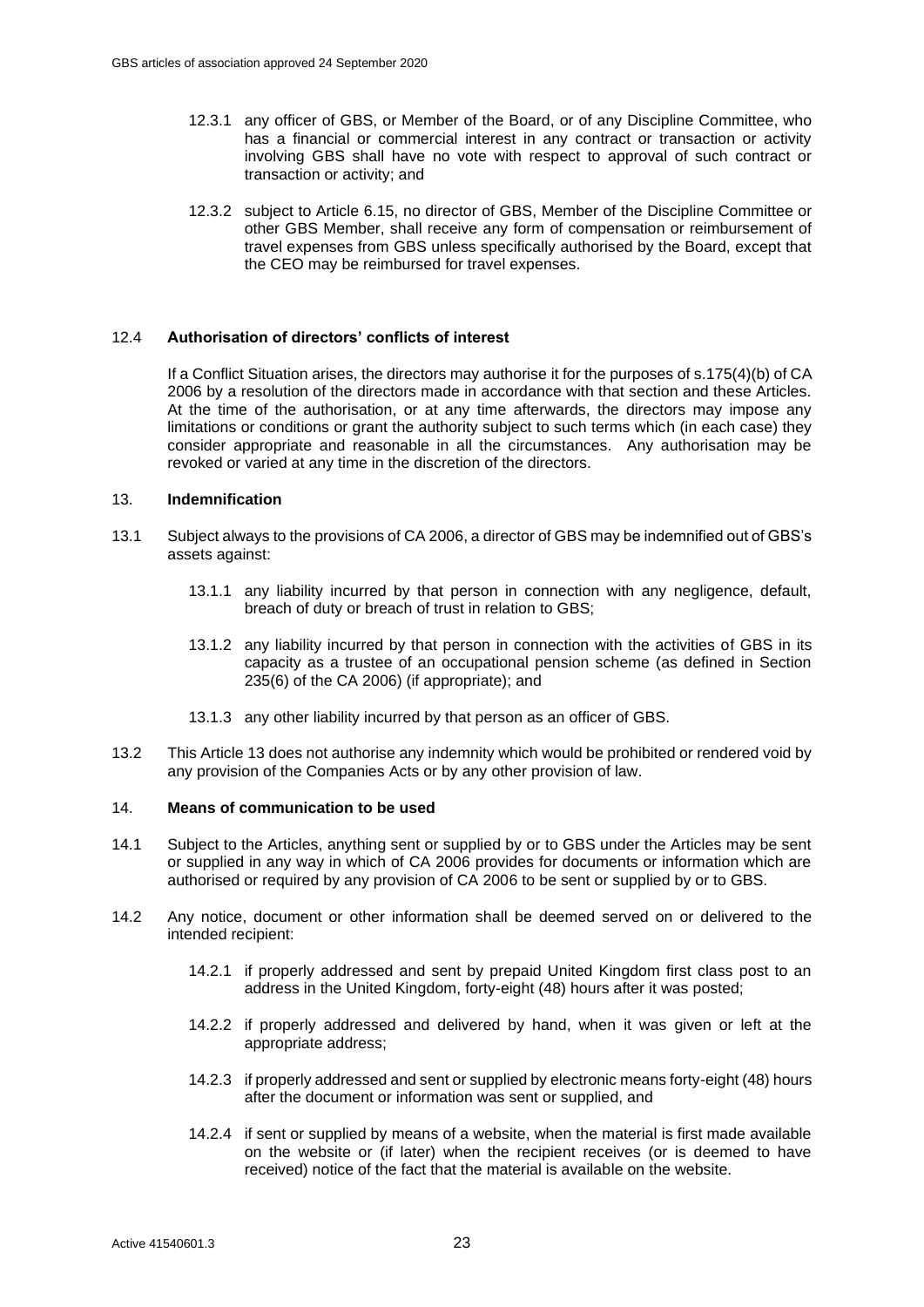12.3.1 any officer of GBS, or Member of the Board, or of any Discipline Committee, who has a financial or commercial interest in any contract or transaction or activity involving GBS shall have no vote with respect to approval of such contract or transaction or activity; and

12.3.2 subject to Article 6.15, no director of GBS, Member of the Discipline Committee or other GBS Member, shall receive any form of compensation or reimbursement of travel expenses from GBS unless specifically authorised by the Board, except that the CEO may be reimbursed for travel expenses.

12.4 **Authorisation of directors' conflicts of interest**

If a Conflict Situation arises, the directors may authorise it for the purposes of s.175(4)(b) of CA 2006 by a resolution of the directors made in accordance with that section and these Articles. At the time of the authorisation, or at any time afterwards, the directors may impose any limitations or conditions or grant the authority subject to such terms which (in each case) they consider appropriate and reasonable in all the circumstances. Any authorisation may be revoked or varied at any time in the discretion of the directors.

## 13. **Indemnification**

13.1 Subject always to the provisions of CA 2006, a director of GBS may be indemnified out of GBS's assets against:

13.1.1 any liability incurred by that person in connection with any negligence, default, breach of duty or breach of trust in relation to GBS;

13.1.2 any liability incurred by that person in connection with the activities of GBS in its capacity as a trustee of an occupational pension scheme (as defined in Section 235(6) of the CA 2006) (if appropriate); and

13.1.3 any other liability incurred by that person as an officer of GBS.

13.2 This Article 13 does not authorise any indemnity which would be prohibited or rendered void by any provision of the Companies Acts or by any other provision of law.

## 14. **Means of communication to be used**

14.1 Subject to the Articles, anything sent or supplied by or to GBS under the Articles may be sent or supplied in any way in which of CA 2006 provides for documents or information which are authorised or required by any provision of CA 2006 to be sent or supplied by or to GBS.

14.2 Any notice, document or other information shall be deemed served on or delivered to the intended recipient:

14.2.1 if properly addressed and sent by prepaid United Kingdom first class post to an address in the United Kingdom, forty-eight (48) hours after it was posted;

14.2.2 if properly addressed and delivered by hand, when it was given or left at the appropriate address;

14.2.3 if properly addressed and sent or supplied by electronic means forty-eight (48) hours after the document or information was sent or supplied, and

14.2.4 if sent or supplied by means of a website, when the material is first made available on the website or (if later) when the recipient receives (or is deemed to have received) notice of the fact that the material is available on the website.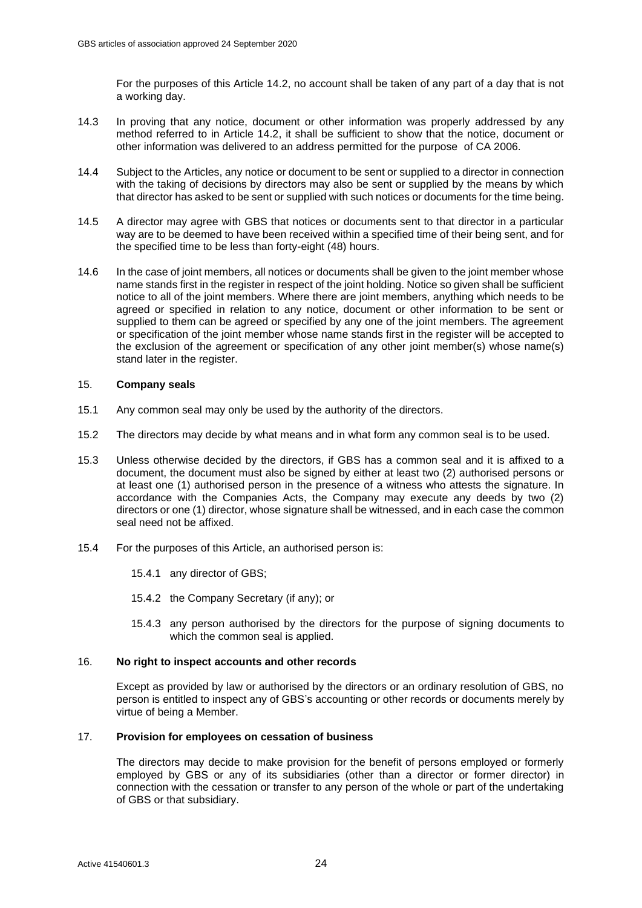For the purposes of this Article 14.2, no account shall be taken of any part of a day that is not a working day.

14.3 In proving that any notice, document or other information was properly addressed by any method referred to in Article 14.2, it shall be sufficient to show that the notice, document or other information was delivered to an address permitted for the purpose of CA 2006.

14.4 Subject to the Articles, any notice or document to be sent or supplied to a director in connection with the taking of decisions by directors may also be sent or supplied by the means by which that director has asked to be sent or supplied with such notices or documents for the time being.

14.5 A director may agree with GBS that notices or documents sent to that director in a particular way are to be deemed to have been received within a specified time of their being sent, and for the specified time to be less than forty-eight (48) hours.

14.6 In the case of joint members, all notices or documents shall be given to the joint member whose name stands first in the register in respect of the joint holding. Notice so given shall be sufficient notice to all of the joint members. Where there are joint members, anything which needs to be agreed or specified in relation to any notice, document or other information to be sent or supplied to them can be agreed or specified by any one of the joint members. The agreement or specification of the joint member whose name stands first in the register will be accepted to the exclusion of the agreement or specification of any other joint member(s) whose name(s) stand later in the register.

## 15. **Company seals**

15.1 Any common seal may only be used by the authority of the directors.

15.2 The directors may decide by what means and in what form any common seal is to be used.

15.3 Unless otherwise decided by the directors, if GBS has a common seal and it is affixed to a document, the document must also be signed by either at least two (2) authorised persons or at least one (1) authorised person in the presence of a witness who attests the signature. In accordance with the Companies Acts, the Company may execute any deeds by two (2) directors or one (1) director, whose signature shall be witnessed, and in each case the common seal need not be affixed.

15.4 For the purposes of this Article, an authorised person is:

15.4.1 any director of GBS;

15.4.2 the Company Secretary (if any); or

15.4.3 any person authorised by the directors for the purpose of signing documents to which the common seal is applied.

## 16. **No right to inspect accounts and other records**

Except as provided by law or authorised by the directors or an ordinary resolution of GBS, no person is entitled to inspect any of GBS's accounting or other records or documents merely by virtue of being a Member.

## 17. **Provision for employees on cessation of business**

The directors may decide to make provision for the benefit of persons employed or formerly employed by GBS or any of its subsidiaries (other than a director or former director) in connection with the cessation or transfer to any person of the whole or part of the undertaking of GBS or that subsidiary.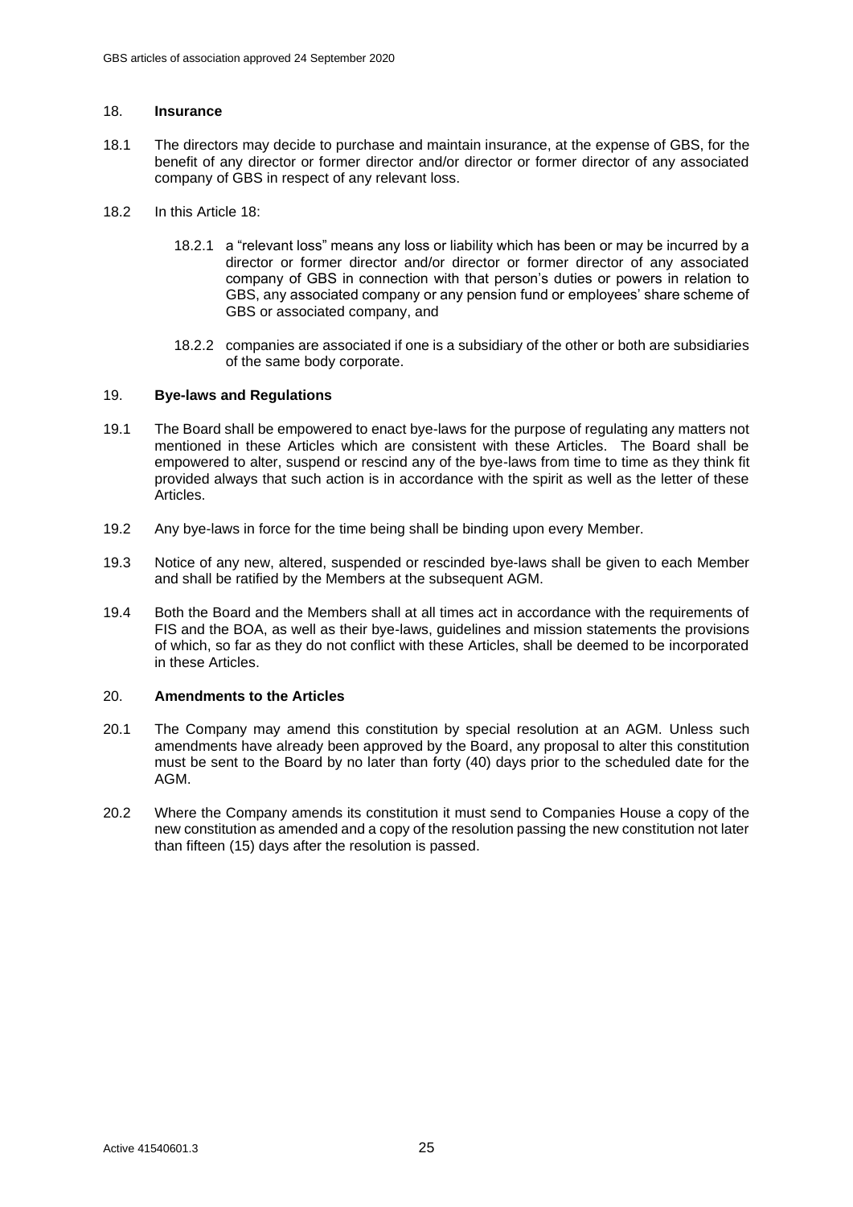## 18. Insurance

18.1 The directors may decide to purchase and maintain insurance, at the expense of GBS, for the benefit of any director or former director and/or director or former director of any associated company of GBS in respect of any relevant loss.

18.2 In this Article 18:

18.2.1 a "relevant loss" means any loss or liability which has been or may be incurred by a director or former director and/or director or former director of any associated company of GBS in connection with that person's duties or powers in relation to GBS, any associated company or any pension fund or employees' share scheme of GBS or associated company, and

18.2.2 companies are associated if one is a subsidiary of the other or both are subsidiaries of the same body corporate.

## 19. Bye-laws and Regulations

19.1 The Board shall be empowered to enact bye-laws for the purpose of regulating any matters not mentioned in these Articles which are consistent with these Articles. The Board shall be empowered to alter, suspend or rescind any of the bye-laws from time to time as they think fit provided always that such action is in accordance with the spirit as well as the letter of these Articles.

19.2 Any bye-laws in force for the time being shall be binding upon every Member.

19.3 Notice of any new, altered, suspended or rescinded bye-laws shall be given to each Member and shall be ratified by the Members at the subsequent AGM.

19.4 Both the Board and the Members shall at all times act in accordance with the requirements of FIS and the BOA, as well as their bye-laws, guidelines and mission statements the provisions of which, so far as they do not conflict with these Articles, shall be deemed to be incorporated in these Articles.

## 20. Amendments to the Articles

20.1 The Company may amend this constitution by special resolution at an AGM. Unless such amendments have already been approved by the Board, any proposal to alter this constitution must be sent to the Board by no later than forty (40) days prior to the scheduled date for the AGM.

20.2 Where the Company amends its constitution it must send to Companies House a copy of the new constitution as amended and a copy of the resolution passing the new constitution not later than fifteen (15) days after the resolution is passed.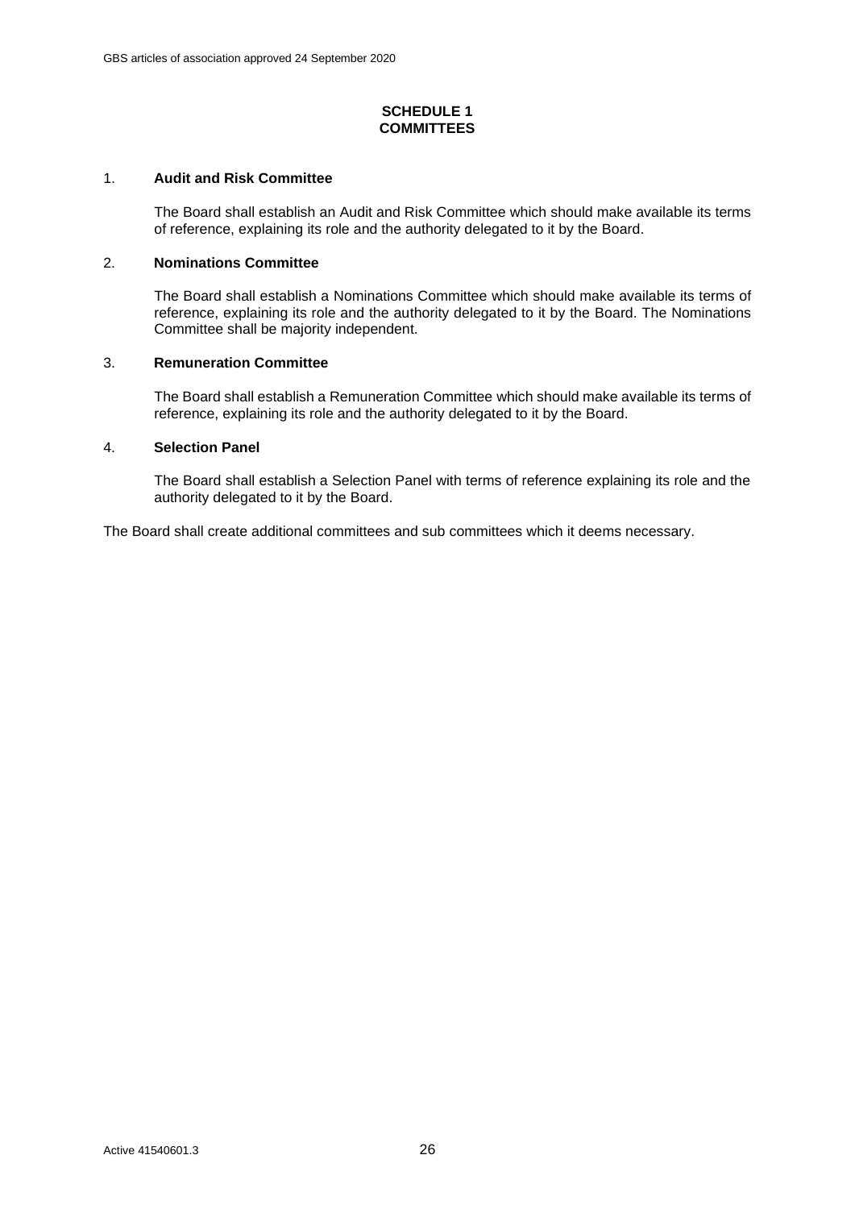# SCHEDULE 1
# COMMITTEES

1. **Audit and Risk Committee**

   The Board shall establish an Audit and Risk Committee which should make available its terms of reference, explaining its role and the authority delegated to it by the Board.

2. **Nominations Committee**

   The Board shall establish a Nominations Committee which should make available its terms of reference, explaining its role and the authority delegated to it by the Board. The Nominations Committee shall be majority independent.

3. **Remuneration Committee**

   The Board shall establish a Remuneration Committee which should make available its terms of reference, explaining its role and the authority delegated to it by the Board.

4. **Selection Panel**

   The Board shall establish a Selection Panel with terms of reference explaining its role and the authority delegated to it by the Board.

The Board shall create additional committees and sub committees which it deems necessary.